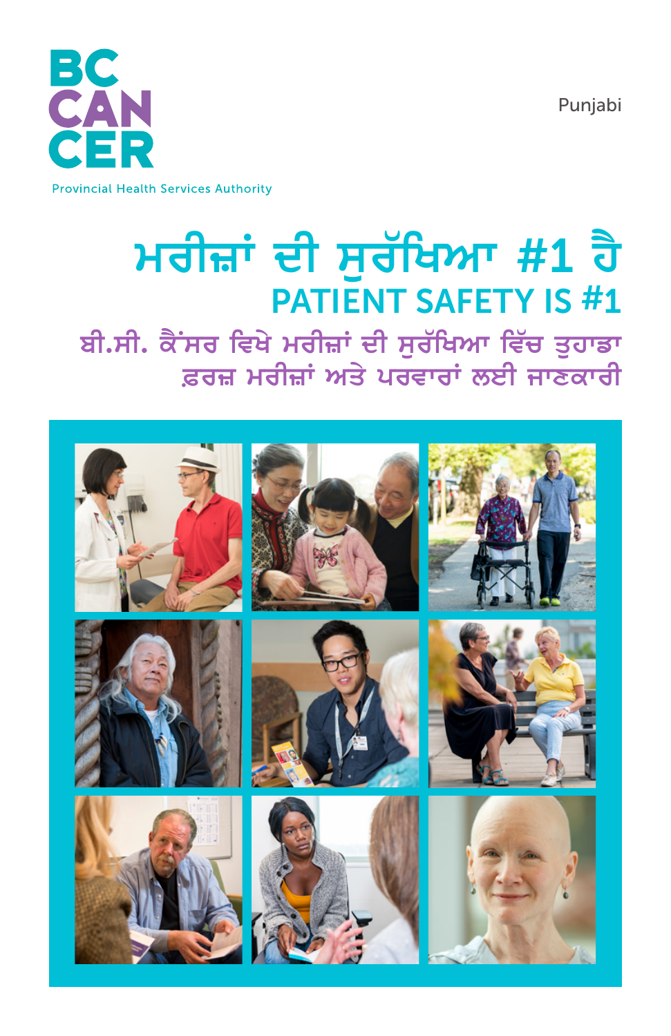BC CANCER

Provincial Health Services Authority

Punjabi

# ਮਰੀਜ਼ਾਂ ਦੀ ਸੁਰੱਖਿਆ #1 ਹੈ

## PATIENT SAFETY IS #1

### ਬੀ.ਸੀ. ਕੈਂਸਰ ਵਿਖੇ ਮਰੀਜ਼ਾਂ ਦੀ ਸੁਰੱਖਿਆ ਵਿੱਚ ਤੁਹਾਡਾ ਫ਼ਰਜ਼ ਮਰੀਜ਼ਾਂ ਅਤੇ ਪਰਵਾਰਾਂ ਲਈ ਜਾਣਕਾਰੀ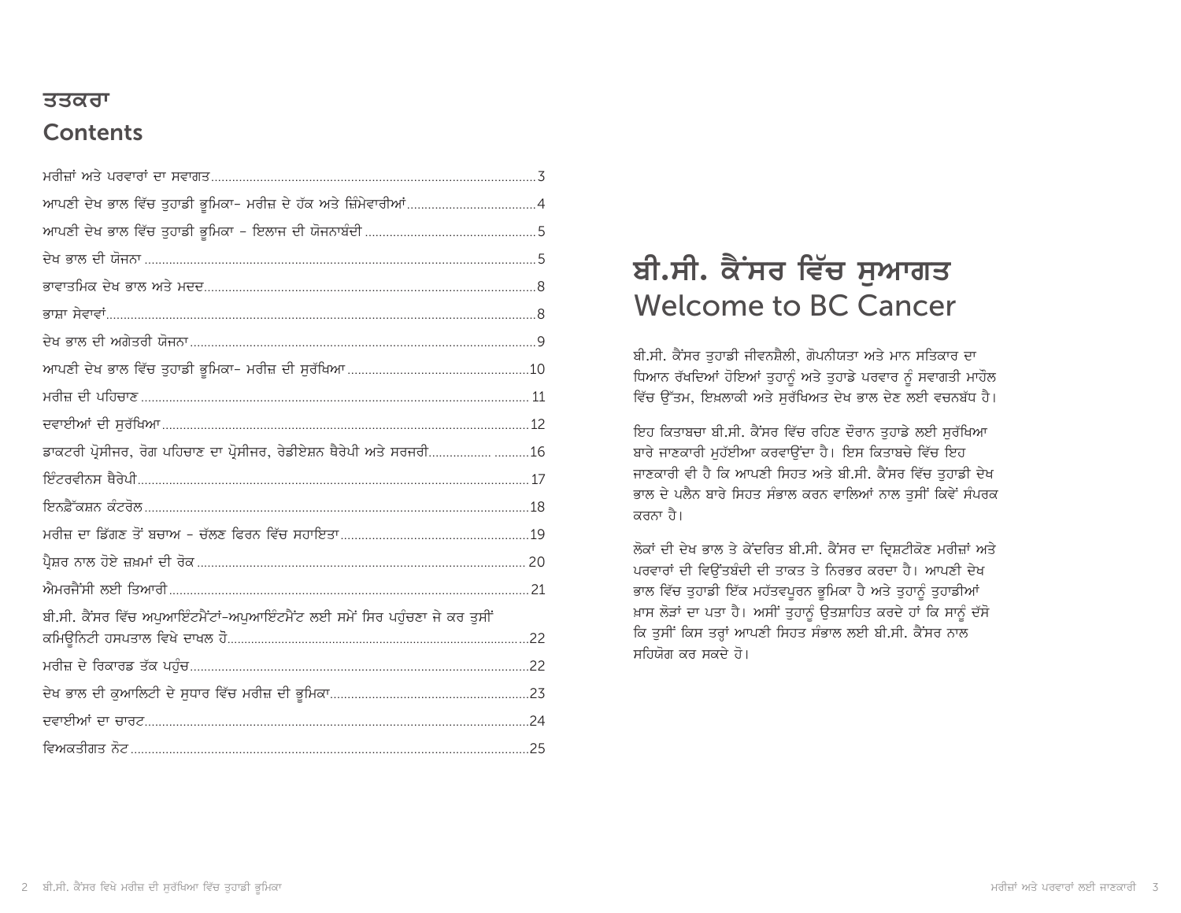## ਤਤਕਰਾ
## Contents

| | |
|---|---|
| ਮਰੀਜ਼ਾਂ ਅਤੇ ਪਰਵਾਰਾਂ ਦਾ ਸਵਾਗਤ | 3 |
| ਆਪਣੀ ਦੇਖ ਭਾਲ ਵਿੱਚ ਤੁਹਾਡੀ ਭੂਮਿਕਾ– ਮਰੀਜ਼ ਦੇ ਹੱਕ ਅਤੇ ਜ਼ਿੰਮੇਵਾਰੀਆਂ | 4 |
| ਆਪਣੀ ਦੇਖ ਭਾਲ ਵਿੱਚ ਤੁਹਾਡੀ ਭੂਮਿਕਾ - ਇਲਾਜ ਦੀ ਯੋਜਨਾਬੰਦੀ | 5 |
| ਦੇਖ ਭਾਲ ਦੀ ਯੋਜਨਾ | 5 |
| ਭਾਵਾਤਮਿਕ ਦੇਖ ਭਾਲ ਅਤੇ ਮਦਦ | 8 |
| ਭਾਸ਼ਾ ਸੇਵਾਵਾਂ | 8 |
| ਦੇਖ ਭਾਲ ਦੀ ਅਗੇਤਰੀ ਯੋਜਨਾ | 9 |
| ਆਪਣੀ ਦੇਖ ਭਾਲ ਵਿੱਚ ਤੁਹਾਡੀ ਭੂਮਿਕਾ– ਮਰੀਜ਼ ਦੀ ਸੁਰੱਖਿਆ | 10 |
| ਮਰੀਜ਼ ਦੀ ਪਹਿਚਾਣ | 11 |
| ਦਵਾਈਆਂ ਦੀ ਸੁਰੱਖਿਆ | 12 |
| ਡਾਕਟਰੀ ਪ੍ਰੋਸੀਜਰ, ਰੋਗ ਪਹਿਚਾਣ ਦਾ ਪ੍ਰੋਸੀਜਰ, ਰੇਡੀਏਸ਼ਨ ਥੈਰੇਪੀ ਅਤੇ ਸਰਜਰੀ | 16 |
| ਇੰਟਰਵੀਨਸ ਥੈਰੇਪੀ | 17 |
| ਇਨਫੈੱਕਸ਼ਨ ਕੰਟਰੋਲ | 18 |
| ਮਰੀਜ਼ ਦਾ ਡਿੱਗਣ ਤੋਂ ਬਚਾਅ - ਚੱਲਣ ਫਿਰਨ ਵਿੱਚ ਸਹਾਇਤਾ | 19 |
| ਪ੍ਰੈਸ਼ਰ ਨਾਲ ਹੋਏ ਜ਼ਖ਼ਮਾਂ ਦੀ ਰੋਕ | 20 |
| ਐਮਰਜੈਂਸੀ ਲਈ ਤਿਆਰੀ | 21 |
| ਬੀ.ਸੀ. ਕੈਂਸਰ ਵਿੱਚ ਅਪੁਆਇੰਟਮੈਂਟਾਂ–ਅਪੁਆਇੰਟਮੈਂਟ ਲਈ ਸਮੇਂ ਸਿਰ ਪਹੁੰਚਣਾ ਜੇ ਕਰ ਤੁਸੀਂ ਕਮਿਊਨਿਟੀ ਹਸਪਤਾਲ ਵਿਖੇ ਦਾਖਲ ਹੋ | 22 |
| ਮਰੀਜ਼ ਦੇ ਰਿਕਾਰਡ ਤੱਕ ਪਹੁੰਚ | 22 |
| ਦੇਖ ਭਾਲ ਦੀ ਕੁਆਲਿਟੀ ਦੇ ਸੁਧਾਰ ਵਿੱਚ ਮਰੀਜ਼ ਦੀ ਭੂਮਿਕਾ | 23 |
| ਦਵਾਈਆਂ ਦਾ ਚਾਰਟ | 24 |
| ਵਿਅਕਤੀਗਤ ਨੋਟ | 25 |

# ਬੀ.ਸੀ. ਕੈਂਸਰ ਵਿੱਚ ਸੁਆਗਤ
# Welcome to BC Cancer

ਬੀ.ਸੀ. ਕੈਂਸਰ ਤੁਹਾਡੀ ਜੀਵਨਸ਼ੈਲੀ, ਗੋਪਨੀਯਤਾ ਅਤੇ ਮਾਨ ਸਤਿਕਾਰ ਦਾ ਧਿਆਨ ਰੱਖਦਿਆਂ ਹੋਇਆਂ ਤੁਹਾਨੂੰ ਅਤੇ ਤੁਹਾਡੇ ਪਰਵਾਰ ਨੂੰ ਸਵਾਗਤੀ ਮਾਹੌਲ ਵਿੱਚ ਉੱਤਮ, ਇਖ਼ਲਾਕੀ ਅਤੇ ਸੁਰੱਖਿਅਤ ਦੇਖ ਭਾਲ ਦੇਣ ਲਈ ਵਚਨਬੱਧ ਹੈ।

ਇਹ ਕਿਤਾਬਚਾ ਬੀ.ਸੀ. ਕੈਂਸਰ ਵਿੱਚ ਰਹਿਣ ਦੌਰਾਨ ਤੁਹਾਡੇ ਲਈ ਸੁਰੱਖਿਆ ਬਾਰੇ ਜਾਣਕਾਰੀ ਮੁਹੱਈਆ ਕਰਵਾਉਂਦਾ ਹੈ। ਇਸ ਕਿਤਾਬਚੇ ਵਿੱਚ ਇਹ ਜਾਣਕਾਰੀ ਵੀ ਹੈ ਕਿ ਆਪਣੀ ਸਿਹਤ ਅਤੇ ਬੀ.ਸੀ. ਕੈਂਸਰ ਵਿੱਚ ਤੁਹਾਡੀ ਦੇਖ ਭਾਲ ਦੇ ਪਲੈਨ ਬਾਰੇ ਸਿਹਤ ਸੰਭਾਲ ਕਰਨ ਵਾਲਿਆਂ ਨਾਲ ਤੁਸੀਂ ਕਿਵੇਂ ਸੰਪਰਕ ਕਰਨਾ ਹੈ।

ਲੋਕਾਂ ਦੀ ਦੇਖ ਭਾਲ ਤੇ ਕੇਂਦਰਿਤ ਬੀ.ਸੀ. ਕੈਂਸਰ ਦਾ ਦ੍ਰਿਸ਼ਟੀਕੋਣ ਮਰੀਜ਼ਾਂ ਅਤੇ ਪਰਵਾਰਾਂ ਦੀ ਵਿਉਂਤਬੰਦੀ ਦੀ ਤਾਕਤ ਤੇ ਨਿਰਭਰ ਕਰਦਾ ਹੈ। ਆਪਣੀ ਦੇਖ ਭਾਲ ਵਿੱਚ ਤੁਹਾਡੀ ਇੱਕ ਮਹੱਤਵਪੂਰਨ ਭੂਮਿਕਾ ਹੈ ਅਤੇ ਤੁਹਾਨੂੰ ਤੁਹਾਡੀਆਂ ਖ਼ਾਸ ਲੋੜਾਂ ਦਾ ਪਤਾ ਹੈ। ਅਸੀਂ ਤੁਹਾਨੂੰ ਉਤਸ਼ਾਹਿਤ ਕਰਦੇ ਹਾਂ ਕਿ ਸਾਨੂੰ ਦੱਸੋ ਕਿ ਤੁਸੀਂ ਕਿਸ ਤਰ੍ਹਾਂ ਆਪਣੀ ਸਿਹਤ ਸੰਭਾਲ ਲਈ ਬੀ.ਸੀ. ਕੈਂਸਰ ਨਾਲ ਸਹਿਯੋਗ ਕਰ ਸਕਦੇ ਹੋ।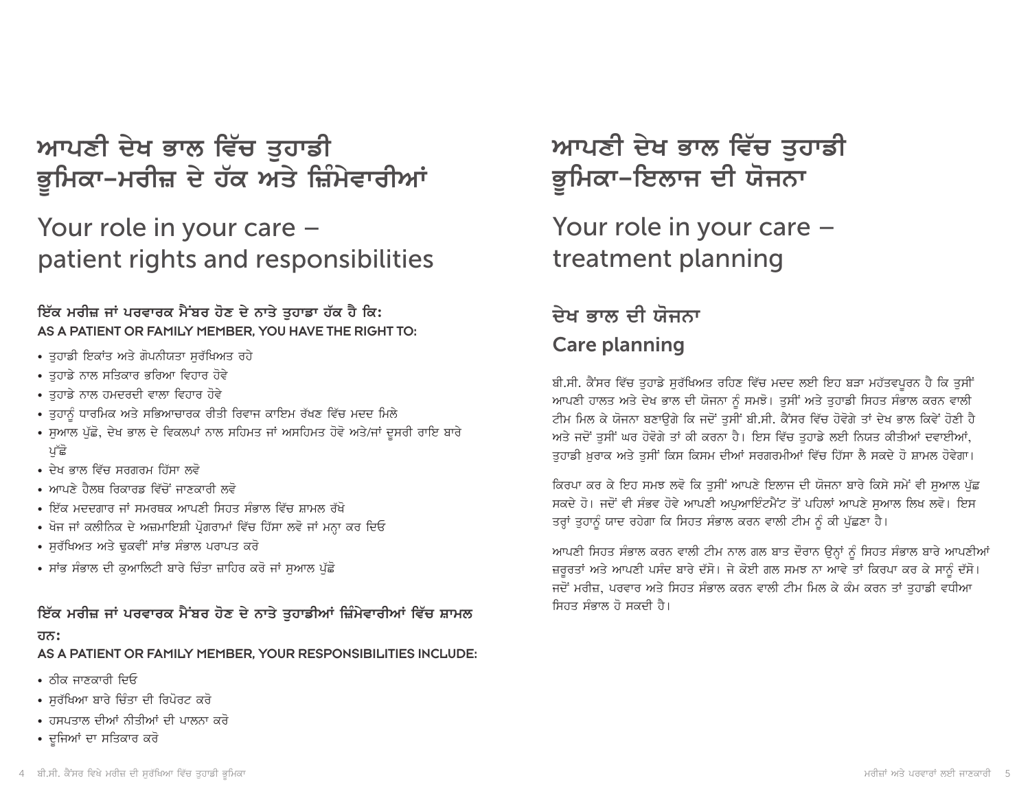# ਆਪਣੀ ਦੇਖ ਭਾਲ ਵਿੱਚ ਤੁਹਾਡੀ ਭੂਮਿਕਾ–ਮਰੀਜ਼ ਦੇ ਹੱਕ ਅਤੇ ਜ਼ਿੰਮੇਵਾਰੀਆਂ

# Your role in your care – patient rights and responsibilities

### ਇੱਕ ਮਰੀਜ਼ ਜਾਂ ਪਰਵਾਰਕ ਮੈਂਬਰ ਹੋਣ ਦੇ ਨਾਤੇ ਤੁਹਾਡਾ ਹੱਕ ਹੈ ਕਿ:
### AS A PATIENT OR FAMILY MEMBER, YOU HAVE THE RIGHT TO:

- ਤੁਹਾਡੀ ਇਕਾਂਤ ਅਤੇ ਗੋਪਨੀਯਤਾ ਸੁਰੱਖਿਅਤ ਰਹੇ
- ਤੁਹਾਡੇ ਨਾਲ ਸਤਿਕਾਰ ਭਰਿਆ ਵਿਹਾਰ ਹੋਵੇ
- ਤੁਹਾਡੇ ਨਾਲ ਹਮਦਰਦੀ ਵਾਲਾ ਵਿਹਾਰ ਹੋਵੇ
- ਤੁਹਾਨੂੰ ਧਾਰਮਿਕ ਅਤੇ ਸਭਿਆਚਾਰਕ ਰੀਤੀ ਰਿਵਾਜ ਕਾਇਮ ਰੱਖਣ ਵਿੱਚ ਮਦਦ ਮਿਲੇ
- ਸੁਆਲ ਪੁੱਛੋ, ਦੇਖ ਭਾਲ ਦੇ ਵਿਕਲਪਾਂ ਨਾਲ ਸਹਿਮਤ ਜਾਂ ਅਸਹਿਮਤ ਹੋਵੋ ਅਤੇ/ਜਾਂ ਦੂਸਰੀ ਰਾਇ ਬਾਰੇ ਪੁੱਛੋ
- ਦੇਖ ਭਾਲ ਵਿੱਚ ਸਰਗਰਮ ਹਿੱਸਾ ਲਵੋ
- ਆਪਣੇ ਹੈਲਥ ਰਿਕਾਰਡ ਵਿੱਚੋਂ ਜਾਣਕਾਰੀ ਲਵੋ
- ਇੱਕ ਮਦਦਗਾਰ ਜਾਂ ਸਮਰਥਕ ਆਪਣੀ ਸਿਹਤ ਸੰਭਾਲ ਵਿੱਚ ਸ਼ਾਮਲ ਰੱਖੋ
- ਖੋਜ ਜਾਂ ਕਲੀਨਿਕ ਦੇ ਅਜ਼ਮਾਇਸ਼ੀ ਪ੍ਰੋਗਰਾਮਾਂ ਵਿੱਚ ਹਿੱਸਾ ਲਵੋ ਜਾਂ ਮਨ੍ਹਾ ਕਰ ਦਿਓ
- ਸੁਰੱਖਿਅਤ ਅਤੇ ਢੁਕਵੀਂ ਸਾਂਭ ਸੰਭਾਲ ਪਰਾਪਤ ਕਰੋ
- ਸਾਂਭ ਸੰਭਾਲ ਦੀ ਕੁਆਲਿਟੀ ਬਾਰੇ ਚਿੰਤਾ ਜ਼ਾਹਿਰ ਕਰੋ ਜਾਂ ਸੁਆਲ ਪੁੱਛੋ

### ਇੱਕ ਮਰੀਜ਼ ਜਾਂ ਪਰਵਾਰਕ ਮੈਂਬਰ ਹੋਣ ਦੇ ਨਾਤੇ ਤੁਹਾਡੀਆਂ ਜ਼ਿੰਮੇਵਾਰੀਆਂ ਵਿੱਚ ਸ਼ਾਮਲ ਹਨ:
### AS A PATIENT OR FAMILY MEMBER, YOUR RESPONSIBILITIES INCLUDE:

- ਠੀਕ ਜਾਣਕਾਰੀ ਦਿਓ
- ਸੁਰੱਖਿਆ ਬਾਰੇ ਚਿੰਤਾ ਦੀ ਰਿਪੋਰਟ ਕਰੋ
- ਹਸਪਤਾਲ ਦੀਆਂ ਨੀਤੀਆਂ ਦੀ ਪਾਲਨਾ ਕਰੋ
- ਦੂਜਿਆਂ ਦਾ ਸਤਿਕਾਰ ਕਰੋ

# ਆਪਣੀ ਦੇਖ ਭਾਲ ਵਿੱਚ ਤੁਹਾਡੀ ਭੂਮਿਕਾ–ਇਲਾਜ ਦੀ ਯੋਜਨਾ

# Your role in your care – treatment planning

## ਦੇਖ ਭਾਲ ਦੀ ਯੋਜਨਾ
## Care planning

ਬੀ.ਸੀ. ਕੈਂਸਰ ਵਿੱਚ ਤੁਹਾਡੇ ਸੁਰੱਖਿਅਤ ਰਹਿਣ ਵਿੱਚ ਮਦਦ ਲਈ ਇਹ ਬੜਾ ਮਹੱਤਵਪੂਰਨ ਹੈ ਕਿ ਤੁਸੀਂ ਆਪਣੀ ਹਾਲਤ ਅਤੇ ਦੇਖ ਭਾਲ ਦੀ ਯੋਜਨਾ ਨੂੰ ਸਮਝੋ। ਤੁਸੀਂ ਅਤੇ ਤੁਹਾਡੀ ਸਿਹਤ ਸੰਭਾਲ ਕਰਨ ਵਾਲੀ ਟੀਮ ਮਿਲ ਕੇ ਯੋਜਨਾ ਬਣਾਉਗੇ ਕਿ ਜਦੋਂ ਤੁਸੀਂ ਬੀ.ਸੀ. ਕੈਂਸਰ ਵਿੱਚ ਹੋਵੋਗੇ ਤਾਂ ਦੇਖ ਭਾਲ ਕਿਵੇਂ ਹੋਣੀ ਹੈ ਅਤੇ ਜਦੋਂ ਤੁਸੀਂ ਘਰ ਹੋਵੋਗੇ ਤਾਂ ਕੀ ਕਰਨਾ ਹੈ। ਇਸ ਵਿੱਚ ਤੁਹਾਡੇ ਲਈ ਨਿਯਤ ਕੀਤੀਆਂ ਦਵਾਈਆਂ, ਤੁਹਾਡੀ ਖ਼ੁਰਾਕ ਅਤੇ ਤੁਸੀਂ ਕਿਸ ਕਿਸਮ ਦੀਆਂ ਸਰਗਰਮੀਆਂ ਵਿੱਚ ਹਿੱਸਾ ਲੈ ਸਕਦੇ ਹੋ ਸ਼ਾਮਲ ਹੋਵੇਗਾ।

ਕਿਰਪਾ ਕਰ ਕੇ ਇਹ ਸਮਝ ਲਵੋ ਕਿ ਤੁਸੀਂ ਆਪਣੇ ਇਲਾਜ ਦੀ ਯੋਜਨਾ ਬਾਰੇ ਕਿਸੇ ਸਮੇਂ ਵੀ ਸੁਆਲ ਪੁੱਛ ਸਕਦੇ ਹੋ। ਜਦੋਂ ਵੀ ਸੰਭਵ ਹੋਵੇ ਆਪਣੀ ਅਪੁਆਇੰਟਮੈਂਟ ਤੋਂ ਪਹਿਲਾਂ ਆਪਣੇ ਸੁਆਲ ਲਿਖ ਲਵੋ। ਇਸ ਤਰ੍ਹਾਂ ਤੁਹਾਨੂੰ ਯਾਦ ਰਹੇਗਾ ਕਿ ਸਿਹਤ ਸੰਭਾਲ ਕਰਨ ਵਾਲੀ ਟੀਮ ਨੂੰ ਕੀ ਪੁੱਛਣਾ ਹੈ।

ਆਪਣੀ ਸਿਹਤ ਸੰਭਾਲ ਕਰਨ ਵਾਲੀ ਟੀਮ ਨਾਲ ਗਲ ਬਾਤ ਦੌਰਾਨ ਉਨ੍ਹਾਂ ਨੂੰ ਸਿਹਤ ਸੰਭਾਲ ਬਾਰੇ ਆਪਣੀਆਂ ਜ਼ਰੂਰਤਾਂ ਅਤੇ ਆਪਣੀ ਪਸੰਦ ਬਾਰੇ ਦੱਸੋ। ਜੇ ਕੋਈ ਗਲ ਸਮਝ ਨਾ ਆਵੇ ਤਾਂ ਕਿਰਪਾ ਕਰ ਕੇ ਸਾਨੂੰ ਦੱਸੋ। ਜਦੋਂ ਮਰੀਜ਼, ਪਰਵਾਰ ਅਤੇ ਸਿਹਤ ਸੰਭਾਲ ਕਰਨ ਵਾਲੀ ਟੀਮ ਮਿਲ ਕੇ ਕੰਮ ਕਰਨ ਤਾਂ ਤੁਹਾਡੀ ਵਧੀਆ ਸਿਹਤ ਸੰਭਾਲ ਹੋ ਸਕਦੀ ਹੈ।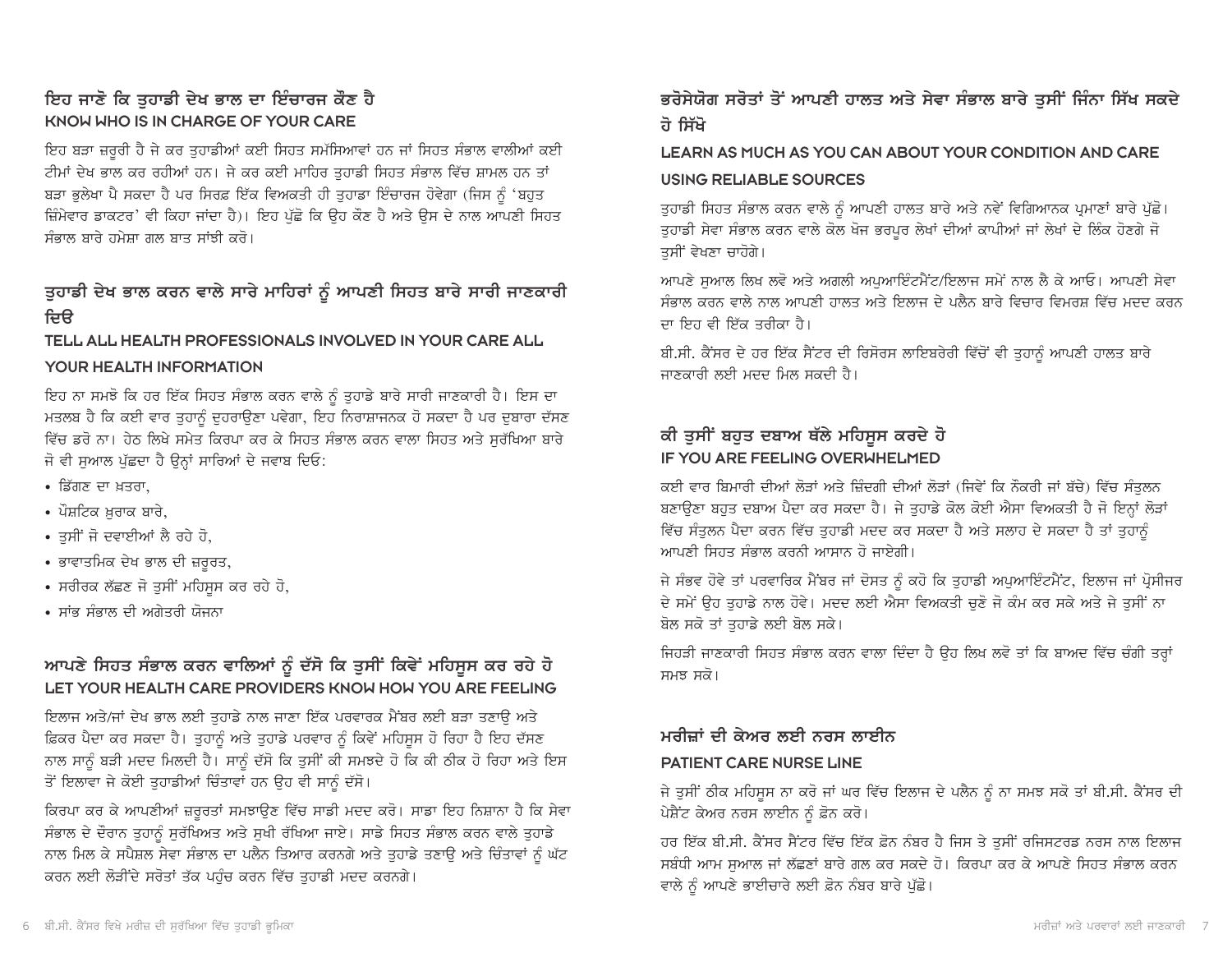## ਇਹ ਜਾਣੋ ਕਿ ਤੁਹਾਡੀ ਦੇਖ ਭਾਲ ਦਾ ਇੰਚਾਰਜ ਕੌਣ ਹੈ
## KNOW WHO IS IN CHARGE OF YOUR CARE

ਇਹ ਬੜਾ ਜ਼ਰੂਰੀ ਹੈ ਜੇ ਕਰ ਤੁਹਾਡੀਆਂ ਕਈ ਸਿਹਤ ਸਮੱਸਿਆਵਾਂ ਹਨ ਜਾਂ ਸਿਹਤ ਸੰਭਾਲ ਵਾਲੀਆਂ ਕਈ ਟੀਮਾਂ ਦੇਖ ਭਾਲ ਕਰ ਰਹੀਆਂ ਹਨ। ਜੇ ਕਰ ਕਈ ਮਾਹਿਰ ਤੁਹਾਡੀ ਸਿਹਤ ਸੰਭਾਲ ਵਿੱਚ ਸ਼ਾਮਲ ਹਨ ਤਾਂ ਬੜਾ ਭੁਲੇਖਾ ਪੈ ਸਕਦਾ ਹੈ ਪਰ ਸਿਰਫ਼ ਇੱਕ ਵਿਅਕਤੀ ਹੀ ਤੁਹਾਡਾ ਇੰਚਾਰਜ ਹੋਵੇਗਾ (ਜਿਸ ਨੂੰ 'ਬਹੁਤ ਜ਼ਿੰਮੇਵਾਰ ਡਾਕਟਰ' ਵੀ ਕਿਹਾ ਜਾਂਦਾ ਹੈ)। ਇਹ ਪੁੱਛੋ ਕਿ ਉਹ ਕੌਣ ਹੈ ਅਤੇ ਉਸ ਦੇ ਨਾਲ ਆਪਣੀ ਸਿਹਤ ਸੰਭਾਲ ਬਾਰੇ ਹਮੇਸ਼ਾ ਗਲ ਬਾਤ ਸਾਂਝੀ ਕਰੋ।

## ਤੁਹਾਡੀ ਦੇਖ ਭਾਲ ਕਰਨ ਵਾਲੇ ਸਾਰੇ ਮਾਹਿਰਾਂ ਨੂੰ ਆਪਣੀ ਸਿਹਤ ਬਾਰੇ ਸਾਰੀ ਜਾਣਕਾਰੀ ਦਿਓ
## TELL ALL HEALTH PROFESSIONALS INVOLVED IN YOUR CARE ALL YOUR HEALTH INFORMATION

ਇਹ ਨਾ ਸਮਝੋ ਕਿ ਹਰ ਇੱਕ ਸਿਹਤ ਸੰਭਾਲ ਕਰਨ ਵਾਲੇ ਨੂੰ ਤੁਹਾਡੇ ਬਾਰੇ ਸਾਰੀ ਜਾਣਕਾਰੀ ਹੈ। ਇਸ ਦਾ ਮਤਲਬ ਹੈ ਕਿ ਕਈ ਵਾਰ ਤੁਹਾਨੂੰ ਦੁਹਰਾਉਣਾ ਪਵੇਗਾ, ਇਹ ਨਿਰਾਸ਼ਾਜਨਕ ਹੋ ਸਕਦਾ ਹੈ ਪਰ ਦੁਬਾਰਾ ਦੱਸਣ ਵਿੱਚ ਡਰੋ ਨਾ। ਹੇਠ ਲਿਖੇ ਸਮੇਤ ਕਿਰਪਾ ਕਰ ਕੇ ਸਿਹਤ ਸੰਭਾਲ ਕਰਨ ਵਾਲਾ ਸਿਹਤ ਅਤੇ ਸੁਰੱਖਿਆ ਬਾਰੇ ਜੋ ਵੀ ਸੁਆਲ ਪੁੱਛਦਾ ਹੈ ਉਨ੍ਹਾਂ ਸਾਰਿਆਂ ਦੇ ਜਵਾਬ ਦਿਓ:

- ਡਿੱਗਣ ਦਾ ਖ਼ਤਰਾ,
- ਪੌਸ਼ਟਿਕ ਖ਼ੁਰਾਕ ਬਾਰੇ,
- ਤੁਸੀਂ ਜੋ ਦਵਾਈਆਂ ਲੈ ਰਹੇ ਹੋ,
- ਭਾਵਾਤਮਿਕ ਦੇਖ ਭਾਲ ਦੀ ਜ਼ਰੂਰਤ,
- ਸਰੀਰਕ ਲੱਛਣ ਜੋ ਤੁਸੀਂ ਮਹਿਸੂਸ ਕਰ ਰਹੇ ਹੋ,
- ਸਾਂਭ ਸੰਭਾਲ ਦੀ ਅਗੇਤਰੀ ਯੋਜਨਾ

## ਆਪਣੇ ਸਿਹਤ ਸੰਭਾਲ ਕਰਨ ਵਾਲਿਆਂ ਨੂੰ ਦੱਸੋ ਕਿ ਤੁਸੀਂ ਕਿਵੇਂ ਮਹਿਸੂਸ ਕਰ ਰਹੇ ਹੋ
## LET YOUR HEALTH CARE PROVIDERS KNOW HOW YOU ARE FEELING

ਇਲਾਜ ਅਤੇ/ਜਾਂ ਦੇਖ ਭਾਲ ਲਈ ਤੁਹਾਡੇ ਨਾਲ ਜਾਣਾ ਇੱਕ ਪਰਵਾਰਕ ਮੈਂਬਰ ਲਈ ਬੜਾ ਤਣਾਉ ਅਤੇ ਫ਼ਿਕਰ ਪੈਦਾ ਕਰ ਸਕਦਾ ਹੈ। ਤੁਹਾਨੂੰ ਅਤੇ ਤੁਹਾਡੇ ਪਰਵਾਰ ਨੂੰ ਕਿਵੇਂ ਮਹਿਸੂਸ ਹੋ ਰਿਹਾ ਹੈ ਇਹ ਦੱਸਣ ਨਾਲ ਸਾਨੂੰ ਬੜੀ ਮਦਦ ਮਿਲਦੀ ਹੈ। ਸਾਨੂੰ ਦੱਸੋ ਕਿ ਤੁਸੀਂ ਕੀ ਸਮਝਦੇ ਹੋ ਕਿ ਕੀ ਠੀਕ ਹੋ ਰਿਹਾ ਅਤੇ ਇਸ ਤੋਂ ਇਲਾਵਾ ਜੇ ਕੋਈ ਤੁਹਾਡੀਆਂ ਚਿੰਤਾਵਾਂ ਹਨ ਉਹ ਵੀ ਸਾਨੂੰ ਦੱਸੋ।

ਕਿਰਪਾ ਕਰ ਕੇ ਆਪਣੀਆਂ ਜ਼ਰੂਰਤਾਂ ਸਮਝਾਉਣ ਵਿੱਚ ਸਾਡੀ ਮਦਦ ਕਰੋ। ਸਾਡਾ ਇਹ ਨਿਸ਼ਾਨਾ ਹੈ ਕਿ ਸੇਵਾ ਸੰਭਾਲ ਦੇ ਦੌਰਾਨ ਤੁਹਾਨੂੰ ਸੁਰੱਖਿਅਤ ਅਤੇ ਸੁਖੀ ਰੱਖਿਆ ਜਾਏ। ਸਾਡੇ ਸਿਹਤ ਸੰਭਾਲ ਕਰਨ ਵਾਲੇ ਤੁਹਾਡੇ ਨਾਲ ਮਿਲ ਕੇ ਸਪੈਸ਼ਲ ਸੇਵਾ ਸੰਭਾਲ ਦਾ ਪਲੈਨ ਤਿਆਰ ਕਰਨਗੇ ਅਤੇ ਤੁਹਾਡੇ ਤਣਾਉ ਅਤੇ ਚਿੰਤਾਵਾਂ ਨੂੰ ਘੱਟ ਕਰਨ ਲਈ ਲੋੜੀਂਦੇ ਸਰੋਤਾਂ ਤੱਕ ਪਹੁੰਚ ਕਰਨ ਵਿੱਚ ਤੁਹਾਡੀ ਮਦਦ ਕਰਨਗੇ।

## ਭਰੋਸੇਯੋਗ ਸਰੋਤਾਂ ਤੋਂ ਆਪਣੀ ਹਾਲਤ ਅਤੇ ਸੇਵਾ ਸੰਭਾਲ ਬਾਰੇ ਤੁਸੀਂ ਜਿੰਨਾ ਸਿੱਖ ਸਕਦੇ ਹੋ ਸਿੱਖੋ
## LEARN AS MUCH AS YOU CAN ABOUT YOUR CONDITION AND CARE USING RELIABLE SOURCES

ਤੁਹਾਡੀ ਸਿਹਤ ਸੰਭਾਲ ਕਰਨ ਵਾਲੇ ਨੂੰ ਆਪਣੀ ਹਾਲਤ ਬਾਰੇ ਅਤੇ ਨਵੇਂ ਵਿਗਿਆਨਕ ਪ੍ਰਮਾਣਾਂ ਬਾਰੇ ਪੁੱਛੋ। ਤੁਹਾਡੀ ਸੇਵਾ ਸੰਭਾਲ ਕਰਨ ਵਾਲੇ ਕੋਲ ਖੋਜ ਭਰਪੂਰ ਲੇਖਾਂ ਦੀਆਂ ਕਾਪੀਆਂ ਜਾਂ ਲੇਖਾਂ ਦੇ ਲਿੰਕ ਹੋਣਗੇ ਜੋ ਤੁਸੀਂ ਵੇਖਣਾ ਚਾਹੋਗੇ।

ਆਪਣੇ ਸੁਆਲ ਲਿਖ ਲਵੋ ਅਤੇ ਅਗਲੀ ਅਪੁਆਇੰਟਮੈਂਟ/ਇਲਾਜ ਸਮੇਂ ਨਾਲ ਲੈ ਕੇ ਆਓ। ਆਪਣੀ ਸੇਵਾ ਸੰਭਾਲ ਕਰਨ ਵਾਲੇ ਨਾਲ ਆਪਣੀ ਹਾਲਤ ਅਤੇ ਇਲਾਜ ਦੇ ਪਲੈਨ ਬਾਰੇ ਵਿਚਾਰ ਵਿਮਰਸ਼ ਵਿੱਚ ਮਦਦ ਕਰਨ ਦਾ ਇਹ ਵੀ ਇੱਕ ਤਰੀਕਾ ਹੈ।

ਬੀ.ਸੀ. ਕੈਂਸਰ ਦੇ ਹਰ ਇੱਕ ਸੈਂਟਰ ਦੀ ਰਿਸੋਰਸ ਲਾਇਬਰੇਰੀ ਵਿੱਚੋਂ ਵੀ ਤੁਹਾਨੂੰ ਆਪਣੀ ਹਾਲਤ ਬਾਰੇ ਜਾਣਕਾਰੀ ਲਈ ਮਦਦ ਮਿਲ ਸਕਦੀ ਹੈ।

## ਕੀ ਤੁਸੀਂ ਬਹੁਤ ਦਬਾਅ ਥੱਲੇ ਮਹਿਸੂਸ ਕਰਦੇ ਹੋ
## IF YOU ARE FEELING OVERWHELMED

ਕਈ ਵਾਰ ਬਿਮਾਰੀ ਦੀਆਂ ਲੋੜਾਂ ਅਤੇ ਜ਼ਿੰਦਗੀ ਦੀਆਂ ਲੋੜਾਂ (ਜਿਵੇਂ ਕਿ ਨੌਕਰੀ ਜਾਂ ਬੱਚੇ) ਵਿੱਚ ਸੰਤੁਲਨ ਬਣਾਉਣਾ ਬਹੁਤ ਦਬਾਅ ਪੈਦਾ ਕਰ ਸਕਦਾ ਹੈ। ਜੇ ਤੁਹਾਡੇ ਕੋਲ ਕੋਈ ਐਸਾ ਵਿਅਕਤੀ ਹੈ ਜੋ ਇਨ੍ਹਾਂ ਲੋੜਾਂ ਵਿੱਚ ਸੰਤੁਲਨ ਪੈਦਾ ਕਰਨ ਵਿੱਚ ਤੁਹਾਡੀ ਮਦਦ ਕਰ ਸਕਦਾ ਹੈ ਅਤੇ ਸਲਾਹ ਦੇ ਸਕਦਾ ਹੈ ਤਾਂ ਤੁਹਾਨੂੰ ਆਪਣੀ ਸਿਹਤ ਸੰਭਾਲ ਕਰਨੀ ਆਸਾਨ ਹੋ ਜਾਏਗੀ।

ਜੇ ਸੰਭਵ ਹੋਵੇ ਤਾਂ ਪਰਵਾਰਿਕ ਮੈਂਬਰ ਜਾਂ ਦੋਸਤ ਨੂੰ ਕਹੋ ਕਿ ਤੁਹਾਡੀ ਅਪੁਆਇੰਟਮੈਂਟ, ਇਲਾਜ ਜਾਂ ਪ੍ਰੋਸੀਜਰ ਦੇ ਸਮੇਂ ਉਹ ਤੁਹਾਡੇ ਨਾਲ ਹੋਵੇ। ਮਦਦ ਲਈ ਐਸਾ ਵਿਅਕਤੀ ਚੁਣੋ ਜੋ ਕੰਮ ਕਰ ਸਕੇ ਅਤੇ ਜੇ ਤੁਸੀਂ ਨਾ ਬੋਲ ਸਕੋ ਤਾਂ ਤੁਹਾਡੇ ਲਈ ਬੋਲ ਸਕੇ।

ਜਿਹੜੀ ਜਾਣਕਾਰੀ ਸਿਹਤ ਸੰਭਾਲ ਕਰਨ ਵਾਲਾ ਦਿੰਦਾ ਹੈ ਉਹ ਲਿਖ ਲਵੋ ਤਾਂ ਕਿ ਬਾਅਦ ਵਿੱਚ ਚੰਗੀ ਤਰ੍ਹਾਂ ਸਮਝ ਸਕੋ।

## ਮਰੀਜ਼ਾਂ ਦੀ ਕੇਅਰ ਲਈ ਨਰਸ ਲਾਈਨ
## PATIENT CARE NURSE LINE

ਜੇ ਤੁਸੀਂ ਠੀਕ ਮਹਿਸੂਸ ਨਾ ਕਰੋ ਜਾਂ ਘਰ ਵਿੱਚ ਇਲਾਜ ਦੇ ਪਲੈਨ ਨੂੰ ਨਾ ਸਮਝ ਸਕੋ ਤਾਂ ਬੀ.ਸੀ. ਕੈਂਸਰ ਦੀ ਪੇਸ਼ੈਂਟ ਕੇਅਰ ਨਰਸ ਲਾਈਨ ਨੂੰ ਫ਼ੋਨ ਕਰੋ।

ਹਰ ਇੱਕ ਬੀ.ਸੀ. ਕੈਂਸਰ ਸੈਂਟਰ ਵਿੱਚ ਇੱਕ ਫ਼ੋਨ ਨੰਬਰ ਹੈ ਜਿਸ ਤੇ ਤੁਸੀਂ ਰਜਿਸਟਰਡ ਨਰਸ ਨਾਲ ਇਲਾਜ ਸਬੰਧੀ ਆਮ ਸੁਆਲ ਜਾਂ ਲੱਛਣਾਂ ਬਾਰੇ ਗਲ ਕਰ ਸਕਦੇ ਹੋ। ਕਿਰਪਾ ਕਰ ਕੇ ਆਪਣੇ ਸਿਹਤ ਸੰਭਾਲ ਕਰਨ ਵਾਲੇ ਨੂੰ ਆਪਣੇ ਭਾਈਚਾਰੇ ਲਈ ਫ਼ੋਨ ਨੰਬਰ ਬਾਰੇ ਪੁੱਛੋ।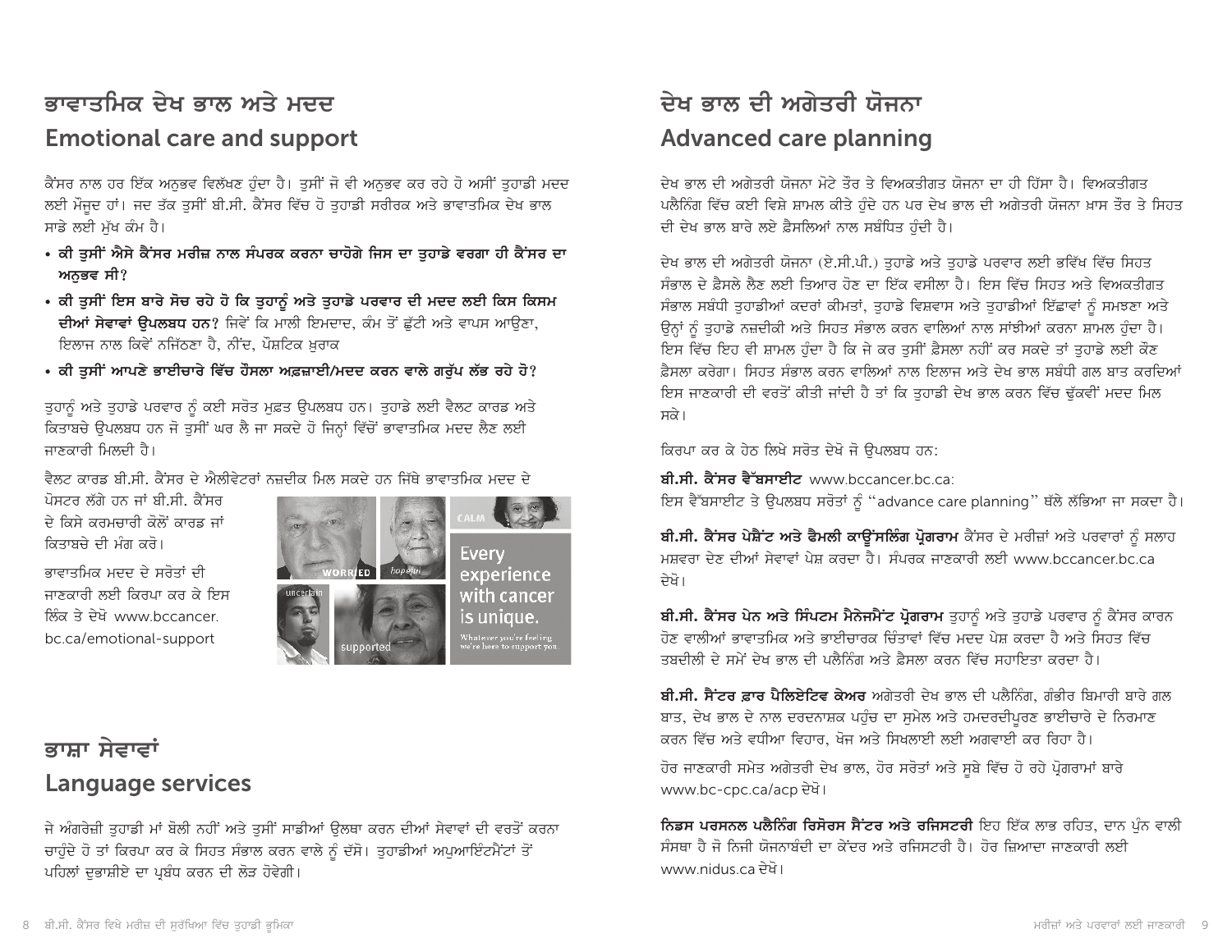# ਭਾਵਾਤਮਿਕ ਦੇਖ ਭਾਲ ਅਤੇ ਮਦਦ

## Emotional care and support

ਕੈਂਸਰ ਨਾਲ ਹਰ ਇੱਕ ਅਨੁਭਵ ਵਿਲੱਖਣ ਹੁੰਦਾ ਹੈ। ਤੁਸੀਂ ਜੋ ਵੀ ਅਨੁਭਵ ਕਰ ਰਹੇ ਹੋ ਅਸੀਂ ਤੁਹਾਡੀ ਮਦਦ ਲਈ ਮੌਜੂਦ ਹਾਂ। ਜਦ ਤੱਕ ਤੁਸੀਂ ਬੀ.ਸੀ. ਕੈਂਸਰ ਵਿੱਚ ਹੋ ਤੁਹਾਡੀ ਸਰੀਰਕ ਅਤੇ ਭਾਵਾਤਮਿਕ ਦੇਖ ਭਾਲ ਸਾਡੇ ਲਈ ਮੁੱਖ ਕੰਮ ਹੈ।

- **ਕੀ ਤੁਸੀਂ ਐਸੇ ਕੈਂਸਰ ਮਰੀਜ਼ ਨਾਲ ਸੰਪਰਕ ਕਰਨਾ ਚਾਹੋਗੇ ਜਿਸ ਦਾ ਤੁਹਾਡੇ ਵਰਗਾ ਹੀ ਕੈਂਸਰ ਦਾ ਅਨੁਭਵ ਸੀ?**
- **ਕੀ ਤੁਸੀਂ ਇਸ ਬਾਰੇ ਸੋਚ ਰਹੇ ਹੋ ਕਿ ਤੁਹਾਨੂੰ ਅਤੇ ਤੁਹਾਡੇ ਪਰਵਾਰ ਦੀ ਮਦਦ ਲਈ ਕਿਸ ਕਿਸਮ ਦੀਆਂ ਸੇਵਾਵਾਂ ਉਪਲਬਧ ਹਨ?** ਜਿਵੇਂ ਕਿ ਮਾਲੀ ਇਮਦਾਦ, ਕੰਮ ਤੋਂ ਛੁੱਟੀ ਅਤੇ ਵਾਪਸ ਆਉਣਾ, ਇਲਾਜ ਨਾਲ ਕਿਵੇਂ ਨਜਿੱਠਣਾ ਹੈ, ਨੀਂਦ, ਪੌਸ਼ਟਿਕ ਖ਼ੁਰਾਕ
- **ਕੀ ਤੁਸੀਂ ਆਪਣੇ ਭਾਈਚਾਰੇ ਵਿੱਚ ਹੌਸਲਾ ਅਫ਼ਜ਼ਾਈ/ਮਦਦ ਕਰਨ ਵਾਲੇ ਗਰੁੱਪ ਲੱਭ ਰਹੇ ਹੋ?**

ਤੁਹਾਨੂੰ ਅਤੇ ਤੁਹਾਡੇ ਪਰਵਾਰ ਨੂੰ ਕਈ ਸਰੋਤ ਮੁਫ਼ਤ ਉਪਲਬਧ ਹਨ। ਤੁਹਾਡੇ ਲਈ ਵੈਲਟ ਕਾਰਡ ਅਤੇ ਕਿਤਾਬਚੇ ਉਪਲਬਧ ਹਨ ਜੋ ਤੁਸੀਂ ਘਰ ਲੈ ਜਾ ਸਕਦੇ ਹੋ ਜਿਨ੍ਹਾਂ ਵਿੱਚੋਂ ਭਾਵਾਤਮਿਕ ਮਦਦ ਲੈਣ ਲਈ ਜਾਣਕਾਰੀ ਮਿਲਦੀ ਹੈ।

ਵੈਲਟ ਕਾਰਡ ਬੀ.ਸੀ. ਕੈਂਸਰ ਦੇ ਐਲੀਵੇਟਰਾਂ ਨਜ਼ਦੀਕ ਮਿਲ ਸਕਦੇ ਹਨ ਜਿੱਥੇ ਭਾਵਾਤਮਿਕ ਮਦਦ ਦੇ ਪੋਸਟਰ ਲੱਗੇ ਹਨ ਜਾਂ ਬੀ.ਸੀ. ਕੈਂਸਰ ਦੇ ਕਿਸੇ ਕਰਮਚਾਰੀ ਕੋਲੋਂ ਕਾਰਡ ਜਾਂ ਕਿਤਾਬਚੇ ਦੀ ਮੰਗ ਕਰੋ।

ਭਾਵਾਤਮਿਕ ਮਦਦ ਦੇ ਸਰੋਤਾਂ ਦੀ ਜਾਣਕਾਰੀ ਲਈ ਕਿਰਪਾ ਕਰ ਕੇ ਇਸ ਲਿੰਕ ਤੇ ਦੇਖੋ www.bccancer.bc.ca/emotional-support

# ਭਾਸ਼ਾ ਸੇਵਾਵਾਂ

## Language services

ਜੇ ਅੰਗਰੇਜ਼ੀ ਤੁਹਾਡੀ ਮਾਂ ਬੋਲੀ ਨਹੀਂ ਅਤੇ ਤੁਸੀਂ ਸਾਡੀਆਂ ਉਲਥਾ ਕਰਨ ਦੀਆਂ ਸੇਵਾਵਾਂ ਦੀ ਵਰਤੋਂ ਕਰਨਾ ਚਾਹੁੰਦੇ ਹੋ ਤਾਂ ਕਿਰਪਾ ਕਰ ਕੇ ਸਿਹਤ ਸੰਭਾਲ ਕਰਨ ਵਾਲੇ ਨੂੰ ਦੱਸੋ। ਤੁਹਾਡੀਆਂ ਅਪੁਆਇੰਟਮੈਂਟਾਂ ਤੋਂ ਪਹਿਲਾਂ ਦੁਭਾਸ਼ੀਏ ਦਾ ਪ੍ਰਬੰਧ ਕਰਨ ਦੀ ਲੋੜ ਹੋਵੇਗੀ।

# ਦੇਖ ਭਾਲ ਦੀ ਅਗੇਤਰੀ ਯੋਜਨਾ

## Advanced care planning

ਦੇਖ ਭਾਲ ਦੀ ਅਗੇਤਰੀ ਯੋਜਨਾ ਮੋਟੇ ਤੌਰ ਤੇ ਵਿਅਕਤੀਗਤ ਯੋਜਨਾ ਦਾ ਹੀ ਹਿੱਸਾ ਹੈ। ਵਿਅਕਤੀਗਤ ਪਲੈਨਿੰਗ ਵਿੱਚ ਕਈ ਵਿਸ਼ੇ ਸ਼ਾਮਲ ਕੀਤੇ ਹੁੰਦੇ ਹਨ ਪਰ ਦੇਖ ਭਾਲ ਦੀ ਅਗੇਤਰੀ ਯੋਜਨਾ ਖ਼ਾਸ ਤੌਰ ਤੇ ਸਿਹਤ ਦੀ ਦੇਖ ਭਾਲ ਬਾਰੇ ਲਏ ਫ਼ੈਸਲਿਆਂ ਨਾਲ ਸਬੰਧਿਤ ਹੁੰਦੀ ਹੈ।

ਦੇਖ ਭਾਲ ਦੀ ਅਗੇਤਰੀ ਯੋਜਨਾ (ਏ.ਸੀ.ਪੀ.) ਤੁਹਾਡੇ ਅਤੇ ਤੁਹਾਡੇ ਪਰਵਾਰ ਲਈ ਭਵਿੱਖ ਵਿੱਚ ਸਿਹਤ ਸੰਭਾਲ ਦੇ ਫ਼ੈਸਲੇ ਲੈਣ ਲਈ ਤਿਆਰ ਹੋਣ ਦਾ ਇੱਕ ਵਸੀਲਾ ਹੈ। ਇਸ ਵਿੱਚ ਸਿਹਤ ਅਤੇ ਵਿਅਕਤੀਗਤ ਸੰਭਾਲ ਸਬੰਧੀ ਤੁਹਾਡੀਆਂ ਕਦਰਾਂ ਕੀਮਤਾਂ, ਤੁਹਾਡੇ ਵਿਸ਼ਵਾਸ ਅਤੇ ਤੁਹਾਡੀਆਂ ਇੱਛਾਵਾਂ ਨੂੰ ਸਮਝਣਾ ਅਤੇ ਉਨ੍ਹਾਂ ਨੂੰ ਤੁਹਾਡੇ ਨਜ਼ਦੀਕੀ ਅਤੇ ਸਿਹਤ ਸੰਭਾਲ ਕਰਨ ਵਾਲਿਆਂ ਨਾਲ ਸਾਂਝੀਆਂ ਕਰਨਾ ਸ਼ਾਮਲ ਹੁੰਦਾ ਹੈ। ਇਸ ਵਿੱਚ ਇਹ ਵੀ ਸ਼ਾਮਲ ਹੁੰਦਾ ਹੈ ਕਿ ਜੇ ਕਰ ਤੁਸੀਂ ਫ਼ੈਸਲਾ ਨਹੀਂ ਕਰ ਸਕਦੇ ਤਾਂ ਤੁਹਾਡੇ ਲਈ ਕੌਣ ਫ਼ੈਸਲਾ ਕਰੇਗਾ। ਸਿਹਤ ਸੰਭਾਲ ਕਰਨ ਵਾਲਿਆਂ ਨਾਲ ਇਲਾਜ ਅਤੇ ਦੇਖ ਭਾਲ ਸਬੰਧੀ ਗਲ ਬਾਤ ਕਰਦਿਆਂ ਇਸ ਜਾਣਕਾਰੀ ਦੀ ਵਰਤੋਂ ਕੀਤੀ ਜਾਂਦੀ ਹੈ ਤਾਂ ਕਿ ਤੁਹਾਡੀ ਦੇਖ ਭਾਲ ਕਰਨ ਵਿੱਚ ਢੁੱਕਵੀਂ ਮਦਦ ਮਿਲ ਸਕੇ।

ਕਿਰਪਾ ਕਰ ਕੇ ਹੇਠ ਲਿਖੇ ਸਰੋਤ ਦੇਖੋ ਜੋ ਉਪਲਬਧ ਹਨ:

**ਬੀ.ਸੀ. ਕੈਂਸਰ ਵੈੱਬਸਾਈਟ** www.bccancer.bc.ca:
ਇਸ ਵੈੱਬਸਾਈਟ ਤੇ ਉਪਲਬਧ ਸਰੋਤਾਂ ਨੂੰ "advance care planning" ਥੱਲੇ ਲੱਭਿਆ ਜਾ ਸਕਦਾ ਹੈ।

**ਬੀ.ਸੀ. ਕੈਂਸਰ ਪੇਸ਼ੈਂਟ ਅਤੇ ਫੈਮਲੀ ਕਾਊਂਸਲਿੰਗ ਪ੍ਰੋਗਰਾਮ** ਕੈਂਸਰ ਦੇ ਮਰੀਜ਼ਾਂ ਅਤੇ ਪਰਵਾਰਾਂ ਨੂੰ ਸਲਾਹ ਮਸ਼ਵਰਾ ਦੇਣ ਦੀਆਂ ਸੇਵਾਵਾਂ ਪੇਸ਼ ਕਰਦਾ ਹੈ। ਸੰਪਰਕ ਜਾਣਕਾਰੀ ਲਈ www.bccancer.bc.ca ਦੇਖੋ।

**ਬੀ.ਸੀ. ਕੈਂਸਰ ਪੇਨ ਅਤੇ ਸਿੰਪਟਮ ਮੈਨੇਜਮੈਂਟ ਪ੍ਰੋਗਰਾਮ** ਤੁਹਾਨੂੰ ਅਤੇ ਤੁਹਾਡੇ ਪਰਵਾਰ ਨੂੰ ਕੈਂਸਰ ਕਾਰਨ ਹੋਣ ਵਾਲੀਆਂ ਭਾਵਾਤਮਿਕ ਅਤੇ ਭਾਈਚਾਰਕ ਚਿੰਤਾਵਾਂ ਵਿੱਚ ਮਦਦ ਪੇਸ਼ ਕਰਦਾ ਹੈ ਅਤੇ ਸਿਹਤ ਵਿੱਚ ਤਬਦੀਲੀ ਦੇ ਸਮੇਂ ਦੇਖ ਭਾਲ ਦੀ ਪਲੈਨਿੰਗ ਅਤੇ ਫ਼ੈਸਲਾ ਕਰਨ ਵਿੱਚ ਸਹਾਇਤਾ ਕਰਦਾ ਹੈ।

**ਬੀ.ਸੀ. ਸੈਂਟਰ ਫ਼ਾਰ ਪੈਲਿਏਟਿਵ ਕੇਅਰ** ਅਗੇਤਰੀ ਦੇਖ ਭਾਲ ਦੀ ਪਲੈਨਿੰਗ, ਗੰਭੀਰ ਬਿਮਾਰੀ ਬਾਰੇ ਗਲ ਬਾਤ, ਦੇਖ ਭਾਲ ਦੇ ਨਾਲ ਦਰਦਨਾਸ਼ਕ ਪਹੁੰਚ ਦਾ ਸੁਮੇਲ ਅਤੇ ਹਮਦਰਦੀਪੂਰਣ ਭਾਈਚਾਰੇ ਦੇ ਨਿਰਮਾਣ ਕਰਨ ਵਿੱਚ ਅਤੇ ਵਧੀਆ ਵਿਹਾਰ, ਖੋਜ ਅਤੇ ਸਿਖਲਾਈ ਲਈ ਅਗਵਾਈ ਕਰ ਰਿਹਾ ਹੈ।

ਹੋਰ ਜਾਣਕਾਰੀ ਸਮੇਤ ਅਗੇਤਰੀ ਦੇਖ ਭਾਲ, ਹੋਰ ਸਰੋਤਾਂ ਅਤੇ ਸੂਬੇ ਵਿੱਚ ਹੋ ਰਹੇ ਪ੍ਰੋਗਰਾਮਾਂ ਬਾਰੇ www.bc-cpc.ca/acp ਦੇਖੋ।

**ਨਿਡਸ ਪਰਸਨਲ ਪਲੈਨਿੰਗ ਰਿਸੋਰਸ ਸੈਂਟਰ ਅਤੇ ਰਜਿਸਟਰੀ** ਇਹ ਇੱਕ ਲਾਭ ਰਹਿਤ, ਦਾਨ ਪੁੰਨ ਵਾਲੀ ਸੰਸਥਾ ਹੈ ਜੋ ਨਿਜੀ ਯੋਜਨਾਬੰਦੀ ਦਾ ਕੇਂਦਰ ਅਤੇ ਰਜਿਸਟਰੀ ਹੈ। ਹੋਰ ਜ਼ਿਆਦਾ ਜਾਣਕਾਰੀ ਲਈ www.nidus.ca ਦੇਖੋ।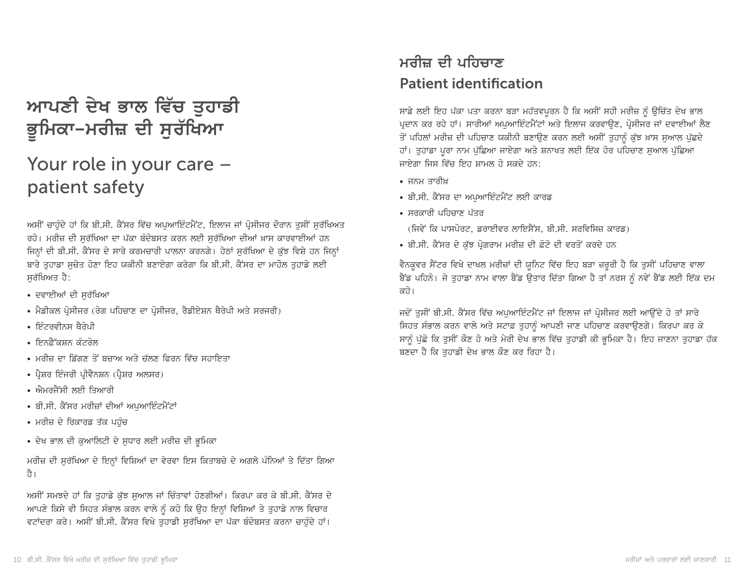# ਆਪਣੀ ਦੇਖ ਭਾਲ ਵਿੱਚ ਤੁਹਾਡੀ ਭੂਮਿਕਾ–ਮਰੀਜ਼ ਦੀ ਸੁਰੱਖਿਆ

# Your role in your care – patient safety

ਅਸੀਂ ਚਾਹੁੰਦੇ ਹਾਂ ਕਿ ਬੀ.ਸੀ. ਕੈਂਸਰ ਵਿੱਚ ਅਪੁਆਇੰਟਮੈਂਟ, ਇਲਾਜ ਜਾਂ ਪ੍ਰੋਸੀਜਰ ਦੌਰਾਨ ਤੁਸੀਂ ਸੁਰੱਖਿਅਤ ਰਹੋ। ਮਰੀਜ਼ ਦੀ ਸੁਰੱਖਿਆ ਦਾ ਪੱਕਾ ਬੰਦੋਬਸਤ ਕਰਨ ਲਈ ਸੁਰੱਖਿਆ ਦੀਆਂ ਖ਼ਾਸ ਕਾਰਵਾਈਆਂ ਹਨ ਜਿਨ੍ਹਾਂ ਦੀ ਬੀ.ਸੀ. ਕੈਂਸਰ ਦੇ ਸਾਰੇ ਕਰਮਚਾਰੀ ਪਾਲਨਾ ਕਰਨਗੇ। ਹੇਠਾਂ ਸੁਰੱਖਿਆ ਦੇ ਕੁੱਝ ਵਿਸ਼ੇ ਹਨ ਜਿਨ੍ਹਾਂ ਬਾਰੇ ਤੁਹਾਡਾ ਸੁਚੇਤ ਹੋਣਾ ਇਹ ਯਕੀਨੀ ਬਣਾਏਗਾ ਕਰੇਗਾ ਕਿ ਬੀ.ਸੀ. ਕੈਂਸਰ ਦਾ ਮਾਹੌਲ ਤੁਹਾਡੇ ਲਈ ਸੁਰੱਖਿਅਤ ਹੈ:

- ਦਵਾਈਆਂ ਦੀ ਸੁਰੱਖਿਆ
- ਮੈਡੀਕਲ ਪ੍ਰੋਸੀਜਰ (ਰੋਗ ਪਹਿਚਾਣ ਦਾ ਪ੍ਰੋਸੀਜਰ, ਰੈਡੀਏਸ਼ਨ ਥੈਰੇਪੀ ਅਤੇ ਸਰਜਰੀ)
- ਇੰਟਰਵੀਨਸ ਥੈਰੇਪੀ
- ਇਨਫ਼ੈੱਕਸ਼ਨ ਕੰਟਰੋਲ
- ਮਰੀਜ਼ ਦਾ ਡਿੱਗਣ ਤੋਂ ਬਚਾਅ ਅਤੇ ਚੱਲਣ ਫਿਰਨ ਵਿੱਚ ਸਹਾਇਤਾ
- ਪ੍ਰੈਸ਼ਰ ਇੰਜਰੀ ਪ੍ਰੀਵੈਨਸ਼ਨ (ਪ੍ਰੈਸ਼ਰ ਅਲਸਰ)
- ਐਮਰਜੈਂਸੀ ਲਈ ਤਿਆਰੀ
- ਬੀ.ਸੀ. ਕੈਂਸਰ ਮਰੀਜ਼ਾਂ ਦੀਆਂ ਅਪੁਆਇੰਟਮੈਂਟਾਂ
- ਮਰੀਜ਼ ਦੇ ਰਿਕਾਰਡ ਤੱਕ ਪਹੁੰਚ
- ਦੇਖ ਭਾਲ ਦੀ ਕੁਆਲਿਟੀ ਦੇ ਸੁਧਾਰ ਲਈ ਮਰੀਜ਼ ਦੀ ਭੂਮਿਕਾ

ਮਰੀਜ਼ ਦੀ ਸੁਰੱਖਿਆ ਦੇ ਇਨ੍ਹਾਂ ਵਿਸ਼ਿਆਂ ਦਾ ਵੇਰਵਾ ਇਸ ਕਿਤਾਬਚੇ ਦੇ ਅਗਲੇ ਪੰਨਿਆਂ ਤੇ ਦਿੱਤਾ ਗਿਆ ਹੈ।

ਅਸੀਂ ਸਮਝਦੇ ਹਾਂ ਕਿ ਤੁਹਾਡੇ ਕੁੱਝ ਸੁਆਲ ਜਾਂ ਚਿੰਤਾਵਾਂ ਹੋਣਗੀਆਂ। ਕਿਰਪਾ ਕਰ ਕੇ ਬੀ.ਸੀ. ਕੈਂਸਰ ਦੇ ਆਪਣੇ ਕਿਸੇ ਵੀ ਸਿਹਤ ਸੰਭਾਲ ਕਰਨ ਵਾਲੇ ਨੂੰ ਕਹੋ ਕਿ ਉਹ ਇਨ੍ਹਾਂ ਵਿਸ਼ਿਆਂ ਤੇ ਤੁਹਾਡੇ ਨਾਲ ਵਿਚਾਰ ਵਟਾਂਦਰਾ ਕਰੇ। ਅਸੀਂ ਬੀ.ਸੀ. ਕੈਂਸਰ ਵਿਖੇ ਤੁਹਾਡੀ ਸੁਰੱਖਿਆ ਦਾ ਪੱਕਾ ਬੰਦੋਬਸਤ ਕਰਨਾ ਚਾਹੁੰਦੇ ਹਾਂ।

## ਮਰੀਜ਼ ਦੀ ਪਹਿਚਾਣ

## Patient identification

ਸਾਡੇ ਲਈ ਇਹ ਪੱਕਾ ਪਤਾ ਕਰਨਾ ਬੜਾ ਮਹੱਤਵਪੂਰਨ ਹੈ ਕਿ ਅਸੀਂ ਸਹੀ ਮਰੀਜ਼ ਨੂੰ ਉਚਿੱਤ ਦੇਖ ਭਾਲ ਪ੍ਰਦਾਨ ਕਰ ਰਹੇ ਹਾਂ। ਸਾਰੀਆਂ ਅਪੁਆਇੰਟਮੈਂਟਾਂ ਅਤੇ ਇਲਾਜ ਕਰਵਾਉਣ, ਪ੍ਰੋਸੀਜਰ ਜਾਂ ਦਵਾਈਆਂ ਲੈਣ ਤੋਂ ਪਹਿਲਾਂ ਮਰੀਜ਼ ਦੀ ਪਹਿਚਾਣ ਯਕੀਨੀ ਬਣਾਉਣ ਕਰਨ ਲਈ ਅਸੀਂ ਤੁਹਾਨੂੰ ਕੁੱਝ ਖ਼ਾਸ ਸੁਆਲ ਪੁੱਛਦੇ ਹਾਂ। ਤੁਹਾਡਾ ਪੂਰਾ ਨਾਮ ਪੁੱਛਿਆ ਜਾਏਗਾ ਅਤੇ ਸ਼ਨਾਖਤ ਲਈ ਇੱਕ ਹੋਰ ਪਹਿਚਾਣ ਸੁਆਲ ਪੁੱਛਿਆ ਜਾਏਗਾ ਜਿਸ ਵਿੱਚ ਇਹ ਸ਼ਾਮਲ ਹੋ ਸਕਦੇ ਹਨ:

- ਜਨਮ ਤਾਰੀਖ਼
- ਬੀ.ਸੀ. ਕੈਂਸਰ ਦਾ ਅਪੁਆਇੰਟਮੈਂਟ ਲਈ ਕਾਰਡ
- ਸਰਕਾਰੀ ਪਹਿਚਾਣ ਪੱਤਰ
  (ਜਿਵੇਂ ਕਿ ਪਾਸਪੋਰਟ, ਡਰਾਈਵਰ ਲਾਇਸੈਂਸ, ਬੀ.ਸੀ. ਸਰਵਿਸਿਜ਼ ਕਾਰਡ)
- ਬੀ.ਸੀ. ਕੈਂਸਰ ਦੇ ਕੁੱਝ ਪ੍ਰੋਗਰਾਮ ਮਰੀਜ਼ ਦੀ ਫ਼ੋਟੋ ਦੀ ਵਰਤੋਂ ਕਰਦੇ ਹਨ

ਵੈਨਕੂਵਰ ਸੈਂਟਰ ਵਿਖੇ ਦਾਖਲ ਮਰੀਜ਼ਾਂ ਦੀ ਯੂਨਿਟ ਵਿੱਚ ਇਹ ਬੜਾ ਜ਼ਰੂਰੀ ਹੈ ਕਿ ਤੁਸੀਂ ਪਹਿਚਾਣ ਵਾਲਾ ਬੈਂਡ ਪਹਿਨੋ। ਜੇ ਤੁਹਾਡਾ ਨਾਮ ਵਾਲਾ ਬੈਂਡ ਉਤਾਰ ਦਿੱਤਾ ਗਿਆ ਹੈ ਤਾਂ ਨਰਸ ਨੂੰ ਨਵੇਂ ਬੈਂਡ ਲਈ ਇੱਕ ਦਮ ਕਹੋ।

ਜਦੋਂ ਤੁਸੀਂ ਬੀ.ਸੀ. ਕੈਂਸਰ ਵਿੱਚ ਅਪੁਆਇੰਟਮੈਂਟ ਜਾਂ ਇਲਾਜ ਜਾਂ ਪ੍ਰੋਸੀਜਰ ਲਈ ਆਉਂਦੇ ਹੋ ਤਾਂ ਸਾਰੇ ਸਿਹਤ ਸੰਭਾਲ ਕਰਨ ਵਾਲੇ ਅਤੇ ਸਟਾਫ਼ ਤੁਹਾਨੂੰ ਆਪਣੀ ਜਾਣ ਪਹਿਚਾਣ ਕਰਵਾਉਣਗੇ। ਕਿਰਪਾ ਕਰ ਕੇ ਸਾਨੂੰ ਪੁੱਛੋ ਕਿ ਤੁਸੀਂ ਕੌਣ ਹੋ ਅਤੇ ਮੇਰੀ ਦੇਖ ਭਾਲ ਵਿੱਚ ਤੁਹਾਡੀ ਕੀ ਭੂਮਿਕਾ ਹੈ। ਇਹ ਜਾਣਨਾ ਤੁਹਾਡਾ ਹੱਕ ਬਣਦਾ ਹੈ ਕਿ ਤੁਹਾਡੀ ਦੇਖ ਭਾਲ ਕੌਣ ਕਰ ਰਿਹਾ ਹੈ।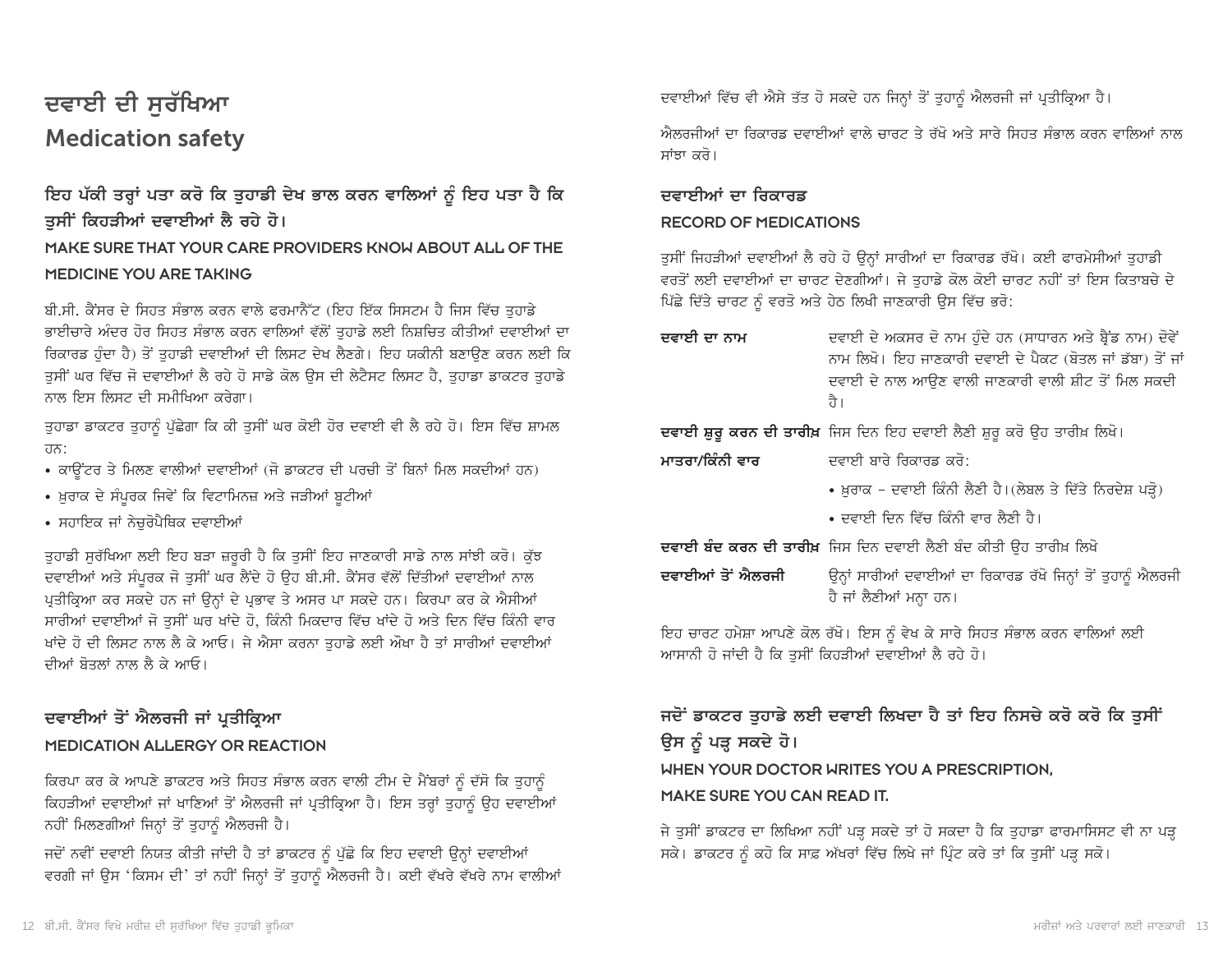# ਦਵਾਈ ਦੀ ਸੁਰੱਖਿਆ

# Medication safety

## ਇਹ ਪੱਕੀ ਤਰ੍ਹਾਂ ਪਤਾ ਕਰੋ ਕਿ ਤੁਹਾਡੀ ਦੇਖ ਭਾਲ ਕਰਨ ਵਾਲਿਆਂ ਨੂੰ ਇਹ ਪਤਾ ਹੈ ਕਿ ਤੁਸੀਂ ਕਿਹੜੀਆਂ ਦਵਾਈਆਂ ਲੈ ਰਹੇ ਹੋ।

## MAKE SURE THAT YOUR CARE PROVIDERS KNOW ABOUT ALL OF THE MEDICINE YOU ARE TAKING

ਬੀ.ਸੀ. ਕੈਂਸਰ ਦੇ ਸਿਹਤ ਸੰਭਾਲ ਕਰਨ ਵਾਲੇ ਫਰਮਾਨੈੱਟ (ਇਹ ਇੱਕ ਸਿਸਟਮ ਹੈ ਜਿਸ ਵਿੱਚ ਤੁਹਾਡੇ ਭਾਈਚਾਰੇ ਅੰਦਰ ਹੋਰ ਸਿਹਤ ਸੰਭਾਲ ਕਰਨ ਵਾਲਿਆਂ ਵੱਲੋਂ ਤੁਹਾਡੇ ਲਈ ਨਿਸ਼ਚਿਤ ਕੀਤੀਆਂ ਦਵਾਈਆਂ ਦਾ ਰਿਕਾਰਡ ਹੁੰਦਾ ਹੈ) ਤੋਂ ਤੁਹਾਡੀ ਦਵਾਈਆਂ ਦੀ ਲਿਸਟ ਦੇਖ ਲੈਣਗੇ। ਇਹ ਯਕੀਨੀ ਬਣਾਉਣ ਕਰਨ ਲਈ ਕਿ ਤੁਸੀਂ ਘਰ ਵਿੱਚ ਜੋ ਦਵਾਈਆਂ ਲੈ ਰਹੇ ਹੋ ਸਾਡੇ ਕੋਲ ਉਸ ਦੀ ਲੇਟੈਸਟ ਲਿਸਟ ਹੈ, ਤੁਹਾਡਾ ਡਾਕਟਰ ਤੁਹਾਡੇ ਨਾਲ ਇਸ ਲਿਸਟ ਦੀ ਸਮੀਖਿਆ ਕਰੇਗਾ।

ਤੁਹਾਡਾ ਡਾਕਟਰ ਤੁਹਾਨੂੰ ਪੁੱਛੇਗਾ ਕਿ ਕੀ ਤੁਸੀਂ ਘਰ ਕੋਈ ਹੋਰ ਦਵਾਈ ਵੀ ਲੈ ਰਹੇ ਹੋ। ਇਸ ਵਿੱਚ ਸ਼ਾਮਲ ਹਨ:

- ਕਾਊਂਟਰ ਤੇ ਮਿਲਣ ਵਾਲੀਆਂ ਦਵਾਈਆਂ (ਜੋ ਡਾਕਟਰ ਦੀ ਪਰਚੀ ਤੋਂ ਬਿਨਾਂ ਮਿਲ ਸਕਦੀਆਂ ਹਨ)
- ਖ਼ੁਰਾਕ ਦੇ ਸੰਪੂਰਕ ਜਿਵੇਂ ਕਿ ਵਿਟਾਮਿਨਜ਼ ਅਤੇ ਜੜੀਆਂ ਬੂਟੀਆਂ
- ਸਹਾਇਕ ਜਾਂ ਨੇਚੁਰੋਪੈਥਿਕ ਦਵਾਈਆਂ

ਤੁਹਾਡੀ ਸੁਰੱਖਿਆ ਲਈ ਇਹ ਬੜਾ ਜ਼ਰੂਰੀ ਹੈ ਕਿ ਤੁਸੀਂ ਇਹ ਜਾਣਕਾਰੀ ਸਾਡੇ ਨਾਲ ਸਾਂਝੀ ਕਰੋ। ਕੁੱਝ ਦਵਾਈਆਂ ਅਤੇ ਸੰਪੂਰਕ ਜੋ ਤੁਸੀਂ ਘਰ ਲੈਂਦੇ ਹੋ ਉਹ ਬੀ.ਸੀ. ਕੈਂਸਰ ਵੱਲੋਂ ਦਿੱਤੀਆਂ ਦਵਾਈਆਂ ਨਾਲ ਪ੍ਰਤੀਕ੍ਰਿਆ ਕਰ ਸਕਦੇ ਹਨ ਜਾਂ ਉਨ੍ਹਾਂ ਦੇ ਪ੍ਰਭਾਵ ਤੇ ਅਸਰ ਪਾ ਸਕਦੇ ਹਨ। ਕਿਰਪਾ ਕਰ ਕੇ ਐਸੀਆਂ ਸਾਰੀਆਂ ਦਵਾਈਆਂ ਜੋ ਤੁਸੀਂ ਘਰ ਖਾਂਦੇ ਹੋ, ਕਿੰਨੀ ਮਿਕਦਾਰ ਵਿੱਚ ਖਾਂਦੇ ਹੋ ਅਤੇ ਦਿਨ ਵਿੱਚ ਕਿੰਨੀ ਵਾਰ ਖਾਂਦੇ ਹੋ ਦੀ ਲਿਸਟ ਨਾਲ ਲੈ ਕੇ ਆਓ। ਜੇ ਐਸਾ ਕਰਨਾ ਤੁਹਾਡੇ ਲਈ ਔਖਾ ਹੈ ਤਾਂ ਸਾਰੀਆਂ ਦਵਾਈਆਂ ਦੀਆਂ ਬੋਤਲਾਂ ਨਾਲ ਲੈ ਕੇ ਆਓ।

## ਦਵਾਈਆਂ ਤੋਂ ਐਲਰਜੀ ਜਾਂ ਪ੍ਰਤੀਕ੍ਰਿਆ

## MEDICATION ALLERGY OR REACTION

ਕਿਰਪਾ ਕਰ ਕੇ ਆਪਣੇ ਡਾਕਟਰ ਅਤੇ ਸਿਹਤ ਸੰਭਾਲ ਕਰਨ ਵਾਲੀ ਟੀਮ ਦੇ ਮੈਂਬਰਾਂ ਨੂੰ ਦੱਸੋ ਕਿ ਤੁਹਾਨੂੰ ਕਿਹੜੀਆਂ ਦਵਾਈਆਂ ਜਾਂ ਖਾਣਿਆਂ ਤੋਂ ਐਲਰਜੀ ਜਾਂ ਪ੍ਰਤੀਕ੍ਰਿਆ ਹੈ। ਇਸ ਤਰ੍ਹਾਂ ਤੁਹਾਨੂੰ ਉਹ ਦਵਾਈਆਂ ਨਹੀਂ ਮਿਲਣਗੀਆਂ ਜਿਨ੍ਹਾਂ ਤੋਂ ਤੁਹਾਨੂੰ ਐਲਰਜੀ ਹੈ।

ਜਦੋਂ ਨਵੀਂ ਦਵਾਈ ਨਿਯਤ ਕੀਤੀ ਜਾਂਦੀ ਹੈ ਤਾਂ ਡਾਕਟਰ ਨੂੰ ਪੁੱਛੋ ਕਿ ਇਹ ਦਵਾਈ ਉਨ੍ਹਾਂ ਦਵਾਈਆਂ ਵਰਗੀ ਜਾਂ ਉਸ 'ਕਿਸਮ ਦੀ' ਤਾਂ ਨਹੀਂ ਜਿਨ੍ਹਾਂ ਤੋਂ ਤੁਹਾਨੂੰ ਐਲਰਜੀ ਹੈ। ਕਈ ਵੱਖਰੇ ਵੱਖਰੇ ਨਾਮ ਵਾਲੀਆਂ ਦਵਾਈਆਂ ਵਿੱਚ ਵੀ ਐਸੇ ਤੱਤ ਹੋ ਸਕਦੇ ਹਨ ਜਿਨ੍ਹਾਂ ਤੋਂ ਤੁਹਾਨੂੰ ਐਲਰਜੀ ਜਾਂ ਪ੍ਰਤੀਕ੍ਰਿਆ ਹੈ।

ਐਲਰਜੀਆਂ ਦਾ ਰਿਕਾਰਡ ਦਵਾਈਆਂ ਵਾਲੇ ਚਾਰਟ ਤੇ ਰੱਖੋ ਅਤੇ ਸਾਰੇ ਸਿਹਤ ਸੰਭਾਲ ਕਰਨ ਵਾਲਿਆਂ ਨਾਲ ਸਾਂਝਾ ਕਰੋ।

## ਦਵਾਈਆਂ ਦਾ ਰਿਕਾਰਡ

## RECORD OF MEDICATIONS

ਤੁਸੀਂ ਜਿਹੜੀਆਂ ਦਵਾਈਆਂ ਲੈ ਰਹੇ ਹੋ ਉਨ੍ਹਾਂ ਸਾਰੀਆਂ ਦਾ ਰਿਕਾਰਡ ਰੱਖੋ। ਕਈ ਫਾਰਮੇਸੀਆਂ ਤੁਹਾਡੀ ਵਰਤੋਂ ਲਈ ਦਵਾਈਆਂ ਦਾ ਚਾਰਟ ਦੇਣਗੀਆਂ। ਜੇ ਤੁਹਾਡੇ ਕੋਲ ਕੋਈ ਚਾਰਟ ਨਹੀਂ ਤਾਂ ਇਸ ਕਿਤਾਬਚੇ ਦੇ ਪਿੱਛੇ ਦਿੱਤੇ ਚਾਰਟ ਨੂੰ ਵਰਤੋ ਅਤੇ ਹੇਠ ਲਿਖੀ ਜਾਣਕਾਰੀ ਉਸ ਵਿੱਚ ਭਰੋ:

**ਦਵਾਈ ਦਾ ਨਾਮ** — ਦਵਾਈ ਦੇ ਅਕਸਰ ਦੋ ਨਾਮ ਹੁੰਦੇ ਹਨ (ਸਾਧਾਰਨ ਅਤੇ ਬ੍ਰੈਂਡ ਨਾਮ) ਦੋਵੇਂ ਨਾਮ ਲਿਖੋ। ਇਹ ਜਾਣਕਾਰੀ ਦਵਾਈ ਦੇ ਪੈਕਟ (ਬੋਤਲ ਜਾਂ ਡੱਬਾ) ਤੋਂ ਜਾਂ ਦਵਾਈ ਦੇ ਨਾਲ ਆਉਣ ਵਾਲੀ ਜਾਣਕਾਰੀ ਵਾਲੀ ਸ਼ੀਟ ਤੋਂ ਮਿਲ ਸਕਦੀ ਹੈ।

**ਦਵਾਈ ਸ਼ੁਰੂ ਕਰਨ ਦੀ ਤਾਰੀਖ਼** — ਜਿਸ ਦਿਨ ਇਹ ਦਵਾਈ ਲੈਣੀ ਸ਼ੁਰੂ ਕਰੋ ਉਹ ਤਾਰੀਖ਼ ਲਿਖੋ।

**ਮਾਤਰਾ/ਕਿੰਨੀ ਵਾਰ** — ਦਵਾਈ ਬਾਰੇ ਰਿਕਾਰਡ ਕਰੋ:
- ਖ਼ੁਰਾਕ – ਦਵਾਈ ਕਿੰਨੀ ਲੈਣੀ ਹੈ।(ਲੇਬਲ ਤੇ ਦਿੱਤੇ ਨਿਰਦੇਸ਼ ਪੜ੍ਹੋ)
- ਦਵਾਈ ਦਿਨ ਵਿੱਚ ਕਿੰਨੀ ਵਾਰ ਲੈਣੀ ਹੈ।

**ਦਵਾਈ ਬੰਦ ਕਰਨ ਦੀ ਤਾਰੀਖ਼** — ਜਿਸ ਦਿਨ ਦਵਾਈ ਲੈਣੀ ਬੰਦ ਕੀਤੀ ਉਹ ਤਾਰੀਖ਼ ਲਿਖੋ

**ਦਵਾਈਆਂ ਤੋਂ ਐਲਰਜੀ** — ਉਨ੍ਹਾਂ ਸਾਰੀਆਂ ਦਵਾਈਆਂ ਦਾ ਰਿਕਾਰਡ ਰੱਖੋ ਜਿਨ੍ਹਾਂ ਤੋਂ ਤੁਹਾਨੂੰ ਐਲਰਜੀ ਹੈ ਜਾਂ ਲੈਣੀਆਂ ਮਨ੍ਹਾ ਹਨ।

ਇਹ ਚਾਰਟ ਹਮੇਸ਼ਾ ਆਪਣੇ ਕੋਲ ਰੱਖੋ। ਇਸ ਨੂੰ ਵੇਖ ਕੇ ਸਾਰੇ ਸਿਹਤ ਸੰਭਾਲ ਕਰਨ ਵਾਲਿਆਂ ਲਈ ਆਸਾਨੀ ਹੋ ਜਾਂਦੀ ਹੈ ਕਿ ਤੁਸੀਂ ਕਿਹੜੀਆਂ ਦਵਾਈਆਂ ਲੈ ਰਹੇ ਹੋ।

## ਜਦੋਂ ਡਾਕਟਰ ਤੁਹਾਡੇ ਲਈ ਦਵਾਈ ਲਿਖਦਾ ਹੈ ਤਾਂ ਇਹ ਨਿਸਚੇ ਕਰੋ ਕਰੋ ਕਿ ਤੁਸੀਂ ਉਸ ਨੂੰ ਪੜ੍ਹ ਸਕਦੇ ਹੋ।

## WHEN YOUR DOCTOR WRITES YOU A PRESCRIPTION, MAKE SURE YOU CAN READ IT.

ਜੇ ਤੁਸੀਂ ਡਾਕਟਰ ਦਾ ਲਿਖਿਆ ਨਹੀਂ ਪੜ੍ਹ ਸਕਦੇ ਤਾਂ ਹੋ ਸਕਦਾ ਹੈ ਕਿ ਤੁਹਾਡਾ ਫਾਰਮਾਸਿਸਟ ਵੀ ਨਾ ਪੜ੍ਹ ਸਕੇ। ਡਾਕਟਰ ਨੂੰ ਕਹੋ ਕਿ ਸਾਫ਼ ਅੱਖਰਾਂ ਵਿੱਚ ਲਿਖੇ ਜਾਂ ਪ੍ਰਿੰਟ ਕਰੇ ਤਾਂ ਕਿ ਤੁਸੀਂ ਪੜ੍ਹ ਸਕੋ।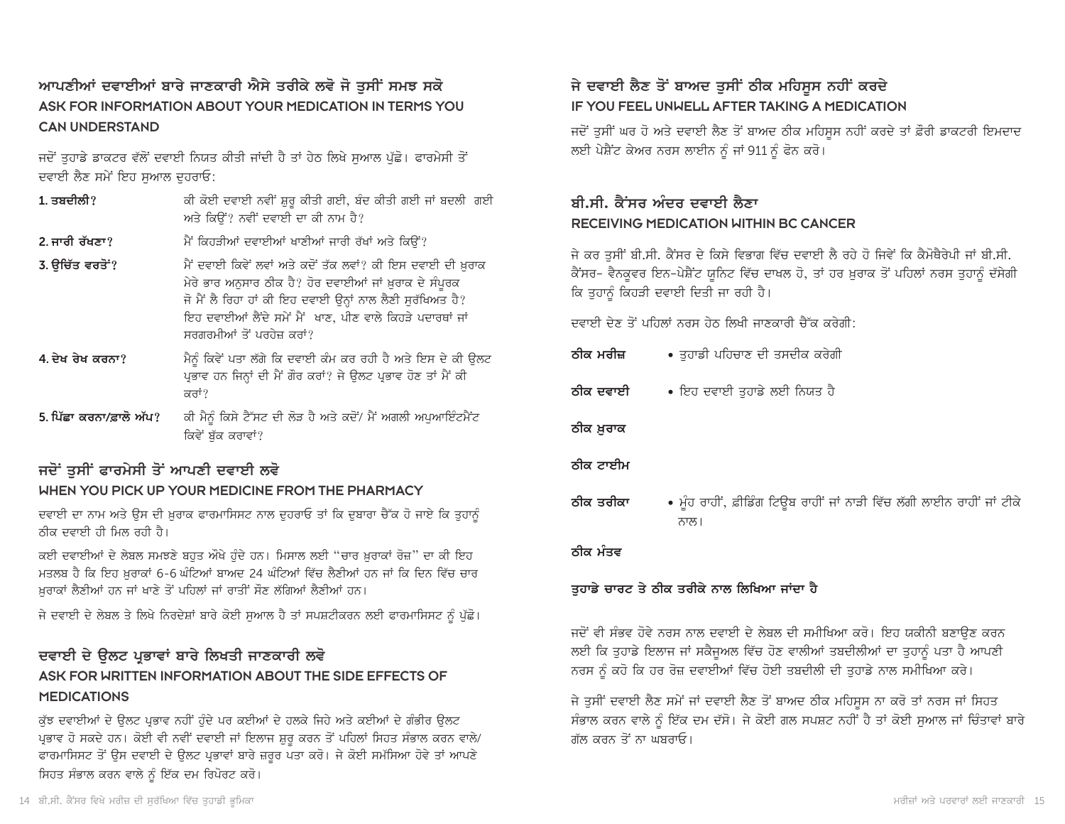## ਆਪਣੀਆਂ ਦਵਾਈਆਂ ਬਾਰੇ ਜਾਣਕਾਰੀ ਐਸੇ ਤਰੀਕੇ ਲਵੋ ਜੋ ਤੁਸੀਂ ਸਮਝ ਸਕੋ
## ASK FOR INFORMATION ABOUT YOUR MEDICATION IN TERMS YOU CAN UNDERSTAND

ਜਦੋਂ ਤੁਹਾਡੇ ਡਾਕਟਰ ਵੱਲੋਂ ਦਵਾਈ ਨਿਯਤ ਕੀਤੀ ਜਾਂਦੀ ਹੈ ਤਾਂ ਹੇਠ ਲਿਖੇ ਸੁਆਲ ਪੁੱਛੋ। ਫਾਰਮੇਸੀ ਤੋਂ ਦਵਾਈ ਲੈਣ ਸਮੇਂ ਇਹ ਸੁਆਲ ਦੁਹਰਾਓ:

| | |
|---|---|
| **1. ਤਬਦੀਲੀ?** | ਕੀ ਕੋਈ ਦਵਾਈ ਨਵੀਂ ਸ਼ੁਰੂ ਕੀਤੀ ਗਈ, ਬੰਦ ਕੀਤੀ ਗਈ ਜਾਂ ਬਦਲੀ ਗਈ ਅਤੇ ਕਿਉਂ? ਨਵੀਂ ਦਵਾਈ ਦਾ ਕੀ ਨਾਮ ਹੈ? |
| **2. ਜਾਰੀ ਰੱਖਣਾ?** | ਮੈਂ ਕਿਹੜੀਆਂ ਦਵਾਈਆਂ ਖਾਣੀਆਂ ਜਾਰੀ ਰੱਖਾਂ ਅਤੇ ਕਿਉਂ? |
| **3. ਉਚਿੱਤ ਵਰਤੋਂ?** | ਮੈਂ ਦਵਾਈ ਕਿਵੇਂ ਲਵਾਂ ਅਤੇ ਕਦੋਂ ਤੱਕ ਲਵਾਂ? ਕੀ ਇਸ ਦਵਾਈ ਦੀ ਖ਼ੁਰਾਕ ਮੇਰੇ ਭਾਰ ਅਨੁਸਾਰ ਠੀਕ ਹੈ? ਹੋਰ ਦਵਾਈਆਂ ਜਾਂ ਖ਼ੁਰਾਕ ਦੇ ਸੰਪੂਰਕ ਜੋ ਮੈਂ ਲੈ ਰਿਹਾ ਹਾਂ ਕੀ ਇਹ ਦਵਾਈ ਉਨ੍ਹਾਂ ਨਾਲ ਲੈਣੀ ਸੁਰੱਖਿਅਤ ਹੈ? ਇਹ ਦਵਾਈਆਂ ਲੈਂਦੇ ਸਮੇਂ ਮੈਂ ਖਾਣ, ਪੀਣ ਵਾਲੇ ਕਿਹੜੇ ਪਦਾਰਥਾਂ ਜਾਂ ਸਰਗਰਮੀਆਂ ਤੋਂ ਪਰਹੇਜ਼ ਕਰਾਂ? |
| **4. ਦੇਖ ਰੇਖ ਕਰਨਾ?** | ਮੈਨੂੰ ਕਿਵੇਂ ਪਤਾ ਲੱਗੇ ਕਿ ਦਵਾਈ ਕੰਮ ਕਰ ਰਹੀ ਹੈ ਅਤੇ ਇਸ ਦੇ ਕੀ ਉਲਟ ਪ੍ਰਭਾਵ ਹਨ ਜਿਨ੍ਹਾਂ ਦੀ ਮੈਂ ਗੌਰ ਕਰਾਂ? ਜੇ ਉਲਟ ਪ੍ਰਭਾਵ ਹੋਣ ਤਾਂ ਮੈਂ ਕੀ ਕਰਾਂ? |
| **5. ਪਿੱਛਾ ਕਰਨਾ/ਫ਼ਾਲੋ ਅੱਪ?** | ਕੀ ਮੈਨੂੰ ਕਿਸੇ ਟੈੱਸਟ ਦੀ ਲੋੜ ਹੈ ਅਤੇ ਕਦੋਂ/ ਮੈਂ ਅਗਲੀ ਅਪੁਆਇੰਟਮੈਂਟ ਕਿਵੇਂ ਬੁੱਕ ਕਰਾਵਾਂ? |

## ਜਦੋਂ ਤੁਸੀਂ ਫਾਰਮੇਸੀ ਤੋਂ ਆਪਣੀ ਦਵਾਈ ਲਵੋ
## WHEN YOU PICK UP YOUR MEDICINE FROM THE PHARMACY

ਦਵਾਈ ਦਾ ਨਾਮ ਅਤੇ ਉਸ ਦੀ ਖ਼ੁਰਾਕ ਫਾਰਮਾਸਿਸਟ ਨਾਲ ਦੁਹਰਾਓ ਤਾਂ ਕਿ ਦੁਬਾਰਾ ਚੈੱਕ ਹੋ ਜਾਏ ਕਿ ਤੁਹਾਨੂੰ ਠੀਕ ਦਵਾਈ ਹੀ ਮਿਲ ਰਹੀ ਹੈ।

ਕਈ ਦਵਾਈਆਂ ਦੇ ਲੇਬਲ ਸਮਝਣੇ ਬਹੁਤ ਔਖੇ ਹੁੰਦੇ ਹਨ। ਮਿਸਾਲ ਲਈ "ਚਾਰ ਖ਼ੁਰਾਕਾਂ ਰੋਜ਼" ਦਾ ਕੀ ਇਹ ਮਤਲਬ ਹੈ ਕਿ ਇਹ ਖ਼ੁਰਾਕਾਂ 6-6 ਘੰਟਿਆਂ ਬਾਅਦ 24 ਘੰਟਿਆਂ ਵਿੱਚ ਲੈਣੀਆਂ ਹਨ ਜਾਂ ਕਿ ਦਿਨ ਵਿੱਚ ਚਾਰ ਖ਼ੁਰਾਕਾਂ ਲੈਣੀਆਂ ਹਨ ਜਾਂ ਖਾਣੇ ਤੋਂ ਪਹਿਲਾਂ ਜਾਂ ਰਾਤੀਂ ਸੌਣ ਲੱਗਿਆਂ ਲੈਣੀਆਂ ਹਨ।

ਜੇ ਦਵਾਈ ਦੇ ਲੇਬਲ ਤੇ ਲਿਖੇ ਨਿਰਦੇਸ਼ਾਂ ਬਾਰੇ ਕੋਈ ਸੁਆਲ ਹੈ ਤਾਂ ਸਪਸ਼ਟੀਕਰਨ ਲਈ ਫਾਰਮਾਸਿਸਟ ਨੂੰ ਪੁੱਛੋ।

## ਦਵਾਈ ਦੇ ਉਲਟ ਪ੍ਰਭਾਵਾਂ ਬਾਰੇ ਲਿਖਤੀ ਜਾਣਕਾਰੀ ਲਵੋ
## ASK FOR WRITTEN INFORMATION ABOUT THE SIDE EFFECTS OF MEDICATIONS

ਕੁੱਝ ਦਵਾਈਆਂ ਦੇ ਉਲਟ ਪ੍ਰਭਾਵ ਨਹੀਂ ਹੁੰਦੇ ਪਰ ਕਈਆਂ ਦੇ ਹਲਕੇ ਜਿਹੇ ਅਤੇ ਕਈਆਂ ਦੇ ਗੰਭੀਰ ਉਲਟ ਪ੍ਰਭਾਵ ਹੋ ਸਕਦੇ ਹਨ। ਕੋਈ ਵੀ ਨਵੀਂ ਦਵਾਈ ਜਾਂ ਇਲਾਜ ਸ਼ੁਰੂ ਕਰਨ ਤੋਂ ਪਹਿਲਾਂ ਸਿਹਤ ਸੰਭਾਲ ਕਰਨ ਵਾਲੇ/ ਫਾਰਮਾਸਿਸਟ ਤੋਂ ਉਸ ਦਵਾਈ ਦੇ ਉਲਟ ਪ੍ਰਭਾਵਾਂ ਬਾਰੇ ਜ਼ਰੂਰ ਪਤਾ ਕਰੋ। ਜੇ ਕੋਈ ਸਮੱਸਿਆ ਹੋਵੇ ਤਾਂ ਆਪਣੇ ਸਿਹਤ ਸੰਭਾਲ ਕਰਨ ਵਾਲੇ ਨੂੰ ਇੱਕ ਦਮ ਰਿਪੋਰਟ ਕਰੋ।

## ਜੇ ਦਵਾਈ ਲੈਣ ਤੋਂ ਬਾਅਦ ਤੁਸੀਂ ਠੀਕ ਮਹਿਸੂਸ ਨਹੀਂ ਕਰਦੇ
## IF YOU FEEL UNWELL AFTER TAKING A MEDICATION

ਜਦੋਂ ਤੁਸੀਂ ਘਰ ਹੋ ਅਤੇ ਦਵਾਈ ਲੈਣ ਤੋਂ ਬਾਅਦ ਠੀਕ ਮਹਿਸੂਸ ਨਹੀਂ ਕਰਦੇ ਤਾਂ ਫ਼ੌਰੀ ਡਾਕਟਰੀ ਇਮਦਾਦ ਲਈ ਪੇਸ਼ੈਂਟ ਕੇਅਰ ਨਰਸ ਲਾਈਨ ਨੂੰ ਜਾਂ 911 ਨੂੰ ਫੋਨ ਕਰੋ।

## ਬੀ.ਸੀ. ਕੈਂਸਰ ਅੰਦਰ ਦਵਾਈ ਲੈਣਾ
## RECEIVING MEDICATION WITHIN BC CANCER

ਜੇ ਕਰ ਤੁਸੀਂ ਬੀ.ਸੀ. ਕੈਂਸਰ ਦੇ ਕਿਸੇ ਵਿਭਾਗ ਵਿੱਚ ਦਵਾਈ ਲੈ ਰਹੇ ਹੋ ਜਿਵੇਂ ਕਿ ਕੈਮੋਥੈਰੇਪੀ ਜਾਂ ਬੀ.ਸੀ. ਕੈਂਸਰ- ਵੈਨਕੂਵਰ ਇਨ-ਪੇਸ਼ੈਂਟ ਯੂਨਿਟ ਵਿੱਚ ਦਾਖਲ ਹੋ, ਤਾਂ ਹਰ ਖ਼ੁਰਾਕ ਤੋਂ ਪਹਿਲਾਂ ਨਰਸ ਤੁਹਾਨੂੰ ਦੱਸੇਗੀ ਕਿ ਤੁਹਾਨੂੰ ਕਿਹੜੀ ਦਵਾਈ ਦਿਤੀ ਜਾ ਰਹੀ ਹੈ।

ਦਵਾਈ ਦੇਣ ਤੋਂ ਪਹਿਲਾਂ ਨਰਸ ਹੇਠ ਲਿਖੀ ਜਾਣਕਾਰੀ ਚੈੱਕ ਕਰੇਗੀ:

| | |
|---|---|
| **ਠੀਕ ਮਰੀਜ਼** | • ਤੁਹਾਡੀ ਪਹਿਚਾਣ ਦੀ ਤਸਦੀਕ ਕਰੇਗੀ |
| **ਠੀਕ ਦਵਾਈ** | • ਇਹ ਦਵਾਈ ਤੁਹਾਡੇ ਲਈ ਨਿਯਤ ਹੈ |
| **ਠੀਕ ਖ਼ੁਰਾਕ** | |
| **ਠੀਕ ਟਾਈਮ** | |
| **ਠੀਕ ਤਰੀਕਾ** | • ਮੂੰਹ ਰਾਹੀਂ, ਫ਼ੀਡਿੰਗ ਟਿਊਬ ਰਾਹੀਂ ਜਾਂ ਨਾੜੀ ਵਿੱਚ ਲੱਗੀ ਲਾਈਨ ਰਾਹੀਂ ਜਾਂ ਟੀਕੇ ਨਾਲ। |
| **ਠੀਕ ਮੰਤਵ** | |

**ਤੁਹਾਡੇ ਚਾਰਟ ਤੇ ਠੀਕ ਤਰੀਕੇ ਨਾਲ ਲਿਖਿਆ ਜਾਂਦਾ ਹੈ**

ਜਦੋਂ ਵੀ ਸੰਭਵ ਹੋਵੇ ਨਰਸ ਨਾਲ ਦਵਾਈ ਦੇ ਲੇਬਲ ਦੀ ਸਮੀਖਿਆ ਕਰੋ। ਇਹ ਯਕੀਨੀ ਬਣਾਉਣ ਕਰਨ ਲਈ ਕਿ ਤੁਹਾਡੇ ਇਲਾਜ ਜਾਂ ਸਕੈਜੂਅਲ ਵਿੱਚ ਹੋਣ ਵਾਲੀਆਂ ਤਬਦੀਲੀਆਂ ਦਾ ਤੁਹਾਨੂੰ ਪਤਾ ਹੈ ਆਪਣੀ ਨਰਸ ਨੂੰ ਕਹੋ ਕਿ ਹਰ ਰੋਜ਼ ਦਵਾਈਆਂ ਵਿੱਚ ਹੋਈ ਤਬਦੀਲੀ ਦੀ ਤੁਹਾਡੇ ਨਾਲ ਸਮੀਖਿਆ ਕਰੇ।

ਜੇ ਤੁਸੀਂ ਦਵਾਈ ਲੈਣ ਸਮੇਂ ਜਾਂ ਦਵਾਈ ਲੈਣ ਤੋਂ ਬਾਅਦ ਠੀਕ ਮਹਿਸੂਸ ਨਾ ਕਰੋ ਤਾਂ ਨਰਸ ਜਾਂ ਸਿਹਤ ਸੰਭਾਲ ਕਰਨ ਵਾਲੇ ਨੂੰ ਇੱਕ ਦਮ ਦੱਸੋ। ਜੇ ਕੋਈ ਗਲ ਸਪਸ਼ਟ ਨਹੀਂ ਹੈ ਤਾਂ ਕੋਈ ਸੁਆਲ ਜਾਂ ਚਿੰਤਾਵਾਂ ਬਾਰੇ ਗੱਲ ਕਰਨ ਤੋਂ ਨਾ ਘਬਰਾਓ।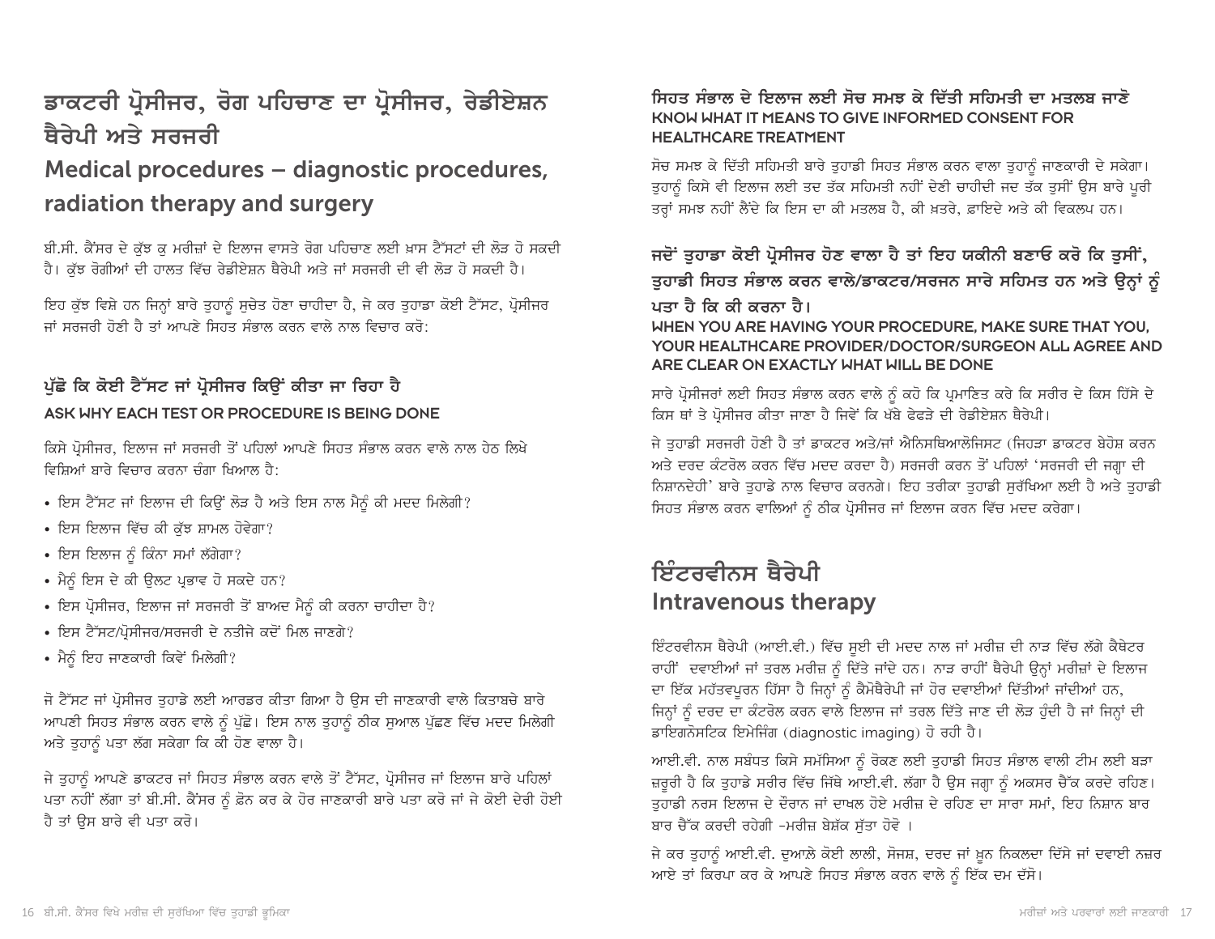# ਡਾਕਟਰੀ ਪ੍ਰੋਸੀਜਰ, ਰੋਗ ਪਹਿਚਾਣ ਦਾ ਪ੍ਰੋਸੀਜਰ, ਰੇਡੀਏਸ਼ਨ ਥੈਰੇਪੀ ਅਤੇ ਸਰਜਰੀ

# Medical procedures – diagnostic procedures, radiation therapy and surgery

ਬੀ.ਸੀ. ਕੈਂਸਰ ਦੇ ਕੁੱਝ ਕੁ ਮਰੀਜ਼ਾਂ ਦੇ ਇਲਾਜ ਵਾਸਤੇ ਰੋਗ ਪਹਿਚਾਣ ਲਈ ਖ਼ਾਸ ਟੈੱਸਟਾਂ ਦੀ ਲੋੜ ਹੋ ਸਕਦੀ ਹੈ। ਕੁੱਝ ਰੋਗੀਆਂ ਦੀ ਹਾਲਤ ਵਿੱਚ ਰੇਡੀਏਸ਼ਨ ਥੈਰੇਪੀ ਅਤੇ ਜਾਂ ਸਰਜਰੀ ਦੀ ਵੀ ਲੋੜ ਹੋ ਸਕਦੀ ਹੈ।

ਇਹ ਕੁੱਝ ਵਿਸ਼ੇ ਹਨ ਜਿਨ੍ਹਾਂ ਬਾਰੇ ਤੁਹਾਨੂੰ ਸੁਚੇਤ ਹੋਣਾ ਚਾਹੀਦਾ ਹੈ, ਜੇ ਕਰ ਤੁਹਾਡਾ ਕੋਈ ਟੈੱਸਟ, ਪ੍ਰੋਸੀਜਰ ਜਾਂ ਸਰਜਰੀ ਹੋਣੀ ਹੈ ਤਾਂ ਆਪਣੇ ਸਿਹਤ ਸੰਭਾਲ ਕਰਨ ਵਾਲੇ ਨਾਲ ਵਿਚਾਰ ਕਰੋ:

### ਪੁੱਛੋ ਕਿ ਕੋਈ ਟੈੱਸਟ ਜਾਂ ਪ੍ਰੋਸੀਜਰ ਕਿਉਂ ਕੀਤਾ ਜਾ ਰਿਹਾ ਹੈ
### ASK WHY EACH TEST OR PROCEDURE IS BEING DONE

ਕਿਸੇ ਪ੍ਰੋਸੀਜਰ, ਇਲਾਜ ਜਾਂ ਸਰਜਰੀ ਤੋਂ ਪਹਿਲਾਂ ਆਪਣੇ ਸਿਹਤ ਸੰਭਾਲ ਕਰਨ ਵਾਲੇ ਨਾਲ ਹੇਠ ਲਿਖੇ ਵਿਸ਼ਿਆਂ ਬਾਰੇ ਵਿਚਾਰ ਕਰਨਾ ਚੰਗਾ ਖਿਆਲ ਹੈ:

- ਇਸ ਟੈੱਸਟ ਜਾਂ ਇਲਾਜ ਦੀ ਕਿਉਂ ਲੋੜ ਹੈ ਅਤੇ ਇਸ ਨਾਲ ਮੈਨੂੰ ਕੀ ਮਦਦ ਮਿਲੇਗੀ?
- ਇਸ ਇਲਾਜ ਵਿੱਚ ਕੀ ਕੁੱਝ ਸ਼ਾਮਲ ਹੋਵੇਗਾ?
- ਇਸ ਇਲਾਜ ਨੂੰ ਕਿੰਨਾ ਸਮਾਂ ਲੱਗੇਗਾ?
- ਮੈਨੂੰ ਇਸ ਦੇ ਕੀ ਉਲਟ ਪ੍ਰਭਾਵ ਹੋ ਸਕਦੇ ਹਨ?
- ਇਸ ਪ੍ਰੋਸੀਜਰ, ਇਲਾਜ ਜਾਂ ਸਰਜਰੀ ਤੋਂ ਬਾਅਦ ਮੈਨੂੰ ਕੀ ਕਰਨਾ ਚਾਹੀਦਾ ਹੈ?
- ਇਸ ਟੈੱਸਟ/ਪ੍ਰੋਸੀਜਰ/ਸਰਜਰੀ ਦੇ ਨਤੀਜੇ ਕਦੋਂ ਮਿਲ ਜਾਣਗੇ?
- ਮੈਨੂੰ ਇਹ ਜਾਣਕਾਰੀ ਕਿਵੇਂ ਮਿਲੇਗੀ?

ਜੋ ਟੈੱਸਟ ਜਾਂ ਪ੍ਰੋਸੀਜਰ ਤੁਹਾਡੇ ਲਈ ਆਰਡਰ ਕੀਤਾ ਗਿਆ ਹੈ ਉਸ ਦੀ ਜਾਣਕਾਰੀ ਵਾਲੇ ਕਿਤਾਬਚੇ ਬਾਰੇ ਆਪਣੀ ਸਿਹਤ ਸੰਭਾਲ ਕਰਨ ਵਾਲੇ ਨੂੰ ਪੁੱਛੋ। ਇਸ ਨਾਲ ਤੁਹਾਨੂੰ ਠੀਕ ਸੁਆਲ ਪੁੱਛਣ ਵਿੱਚ ਮਦਦ ਮਿਲੇਗੀ ਅਤੇ ਤੁਹਾਨੂੰ ਪਤਾ ਲੱਗ ਸਕੇਗਾ ਕਿ ਕੀ ਹੋਣ ਵਾਲਾ ਹੈ।

ਜੇ ਤੁਹਾਨੂੰ ਆਪਣੇ ਡਾਕਟਰ ਜਾਂ ਸਿਹਤ ਸੰਭਾਲ ਕਰਨ ਵਾਲੇ ਤੋਂ ਟੈੱਸਟ, ਪ੍ਰੋਸੀਜਰ ਜਾਂ ਇਲਾਜ ਬਾਰੇ ਪਹਿਲਾਂ ਪਤਾ ਨਹੀਂ ਲੱਗਾ ਤਾਂ ਬੀ.ਸੀ. ਕੈਂਸਰ ਨੂੰ ਫ਼ੋਨ ਕਰ ਕੇ ਹੋਰ ਜਾਣਕਾਰੀ ਬਾਰੇ ਪਤਾ ਕਰੋ ਜਾਂ ਜੇ ਕੋਈ ਦੇਰੀ ਹੋਈ ਹੈ ਤਾਂ ਉਸ ਬਾਰੇ ਵੀ ਪਤਾ ਕਰੋ।

### ਸਿਹਤ ਸੰਭਾਲ ਦੇ ਇਲਾਜ ਲਈ ਸੋਚ ਸਮਝ ਕੇ ਦਿੱਤੀ ਸਹਿਮਤੀ ਦਾ ਮਤਲਬ ਜਾਣੋ
### KNOW WHAT IT MEANS TO GIVE INFORMED CONSENT FOR HEALTHCARE TREATMENT

ਸੋਚ ਸਮਝ ਕੇ ਦਿੱਤੀ ਸਹਿਮਤੀ ਬਾਰੇ ਤੁਹਾਡੀ ਸਿਹਤ ਸੰਭਾਲ ਕਰਨ ਵਾਲਾ ਤੁਹਾਨੂੰ ਜਾਣਕਾਰੀ ਦੇ ਸਕੇਗਾ। ਤੁਹਾਨੂੰ ਕਿਸੇ ਵੀ ਇਲਾਜ ਲਈ ਤਦ ਤੱਕ ਸਹਿਮਤੀ ਨਹੀਂ ਦੇਣੀ ਚਾਹੀਦੀ ਜਦ ਤੱਕ ਤੁਸੀਂ ਉਸ ਬਾਰੇ ਪੂਰੀ ਤਰ੍ਹਾਂ ਸਮਝ ਨਹੀਂ ਲੈਂਦੇ ਕਿ ਇਸ ਦਾ ਕੀ ਮਤਲਬ ਹੈ, ਕੀ ਖ਼ਤਰੇ, ਫ਼ਾਇਦੇ ਅਤੇ ਕੀ ਵਿਕਲਪ ਹਨ।

### ਜਦੋਂ ਤੁਹਾਡਾ ਕੋਈ ਪ੍ਰੋਸੀਜਰ ਹੋਣ ਵਾਲਾ ਹੈ ਤਾਂ ਇਹ ਯਕੀਨੀ ਬਣਾਓ ਕਰੋ ਕਿ ਤੁਸੀਂ, ਤੁਹਾਡੀ ਸਿਹਤ ਸੰਭਾਲ ਕਰਨ ਵਾਲੇ/ਡਾਕਟਰ/ਸਰਜਨ ਸਾਰੇ ਸਹਿਮਤ ਹਨ ਅਤੇ ਉਨ੍ਹਾਂ ਨੂੰ ਪਤਾ ਹੈ ਕਿ ਕੀ ਕਰਨਾ ਹੈ।
### WHEN YOU ARE HAVING YOUR PROCEDURE, MAKE SURE THAT YOU, YOUR HEALTHCARE PROVIDER/DOCTOR/SURGEON ALL AGREE AND ARE CLEAR ON EXACTLY WHAT WILL BE DONE

ਸਾਰੇ ਪ੍ਰੋਸੀਜਰਾਂ ਲਈ ਸਿਹਤ ਸੰਭਾਲ ਕਰਨ ਵਾਲੇ ਨੂੰ ਕਹੋ ਕਿ ਪ੍ਰਮਾਣਿਤ ਕਰੇ ਕਿ ਸਰੀਰ ਦੇ ਕਿਸ ਹਿੱਸੇ ਦੇ ਕਿਸ ਥਾਂ ਤੇ ਪ੍ਰੋਸੀਜਰ ਕੀਤਾ ਜਾਣਾ ਹੈ ਜਿਵੇਂ ਕਿ ਖੱਬੇ ਫੇਫੜੇ ਦੀ ਰੇਡੀਏਸ਼ਨ ਥੈਰੇਪੀ।

ਜੇ ਤੁਹਾਡੀ ਸਰਜਰੀ ਹੋਣੀ ਹੈ ਤਾਂ ਡਾਕਟਰ ਅਤੇ/ਜਾਂ ਐਨਿਸਥਿਆਲੋਜਿਸਟ (ਜਿਹੜਾ ਡਾਕਟਰ ਬੇਹੋਸ਼ ਕਰਨ ਅਤੇ ਦਰਦ ਕੰਟਰੋਲ ਕਰਨ ਵਿੱਚ ਮਦਦ ਕਰਦਾ ਹੈ) ਸਰਜਰੀ ਕਰਨ ਤੋਂ ਪਹਿਲਾਂ 'ਸਰਜਰੀ ਦੀ ਜਗ੍ਹਾ ਦੀ ਨਿਸ਼ਾਨਦੇਹੀ' ਬਾਰੇ ਤੁਹਾਡੇ ਨਾਲ ਵਿਚਾਰ ਕਰਨਗੇ। ਇਹ ਤਰੀਕਾ ਤੁਹਾਡੀ ਸੁਰੱਖਿਆ ਲਈ ਹੈ ਅਤੇ ਤੁਹਾਡੀ ਸਿਹਤ ਸੰਭਾਲ ਕਰਨ ਵਾਲਿਆਂ ਨੂੰ ਠੀਕ ਪ੍ਰੋਸੀਜਰ ਜਾਂ ਇਲਾਜ ਕਰਨ ਵਿੱਚ ਮਦਦ ਕਰੇਗਾ।

# ਇੰਟਰਵੀਨਸ ਥੈਰੇਪੀ

# Intravenous therapy

ਇੰਟਰਵੀਨਸ ਥੈਰੇਪੀ (ਆਈ.ਵੀ.) ਵਿੱਚ ਸੂਈ ਦੀ ਮਦਦ ਨਾਲ ਜਾਂ ਮਰੀਜ਼ ਦੀ ਨਾੜ ਵਿੱਚ ਲੱਗੇ ਕੈਥੇਟਰ ਰਾਹੀਂ ਦਵਾਈਆਂ ਜਾਂ ਤਰਲ ਮਰੀਜ਼ ਨੂੰ ਦਿੱਤੇ ਜਾਂਦੇ ਹਨ। ਨਾੜ ਰਾਹੀਂ ਥੈਰੇਪੀ ਉਨ੍ਹਾਂ ਮਰੀਜ਼ਾਂ ਦੇ ਇਲਾਜ ਦਾ ਇੱਕ ਮਹੱਤਵਪੂਰਨ ਹਿੱਸਾ ਹੈ ਜਿਨ੍ਹਾਂ ਨੂੰ ਕੈਮੋਥੈਰੇਪੀ ਜਾਂ ਹੋਰ ਦਵਾਈਆਂ ਦਿੱਤੀਆਂ ਜਾਂਦੀਆਂ ਹਨ, ਜਿਨ੍ਹਾਂ ਨੂੰ ਦਰਦ ਦਾ ਕੰਟਰੋਲ ਕਰਨ ਵਾਲੇ ਇਲਾਜ ਜਾਂ ਤਰਲ ਦਿੱਤੇ ਜਾਣ ਦੀ ਲੋੜ ਹੁੰਦੀ ਹੈ ਜਾਂ ਜਿਨ੍ਹਾਂ ਦੀ ਡਾਇਗਨੋਸਟਿਕ ਇਮੇਜਿੰਗ (diagnostic imaging) ਹੋ ਰਹੀ ਹੈ।

ਆਈ.ਵੀ. ਨਾਲ ਸਬੰਧਤ ਕਿਸੇ ਸਮੱਸਿਆ ਨੂੰ ਰੋਕਣ ਲਈ ਤੁਹਾਡੀ ਸਿਹਤ ਸੰਭਾਲ ਵਾਲੀ ਟੀਮ ਲਈ ਬੜਾ ਜ਼ਰੂਰੀ ਹੈ ਕਿ ਤੁਹਾਡੇ ਸਰੀਰ ਵਿੱਚ ਜਿੱਥੇ ਆਈ.ਵੀ. ਲੱਗਾ ਹੈ ਉਸ ਜਗ੍ਹਾ ਨੂੰ ਅਕਸਰ ਚੈੱਕ ਕਰਦੇ ਰਹਿਣ। ਤੁਹਾਡੀ ਨਰਸ ਇਲਾਜ ਦੇ ਦੌਰਾਨ ਜਾਂ ਦਾਖਲ ਹੋਏ ਮਰੀਜ਼ ਦੇ ਰਹਿਣ ਦਾ ਸਾਰਾ ਸਮਾਂ, ਇਹ ਨਿਸ਼ਾਨ ਬਾਰ ਬਾਰ ਚੈੱਕ ਕਰਦੀ ਰਹੇਗੀ -ਮਰੀਜ਼ ਬੇਸ਼ੱਕ ਸੁੱਤਾ ਹੋਵੇ ।

ਜੇ ਕਰ ਤੁਹਾਨੂੰ ਆਈ.ਵੀ. ਦੁਆਲੇ ਕੋਈ ਲਾਲੀ, ਸੋਜਸ਼, ਦਰਦ ਜਾਂ ਖ਼ੂਨ ਨਿਕਲਦਾ ਦਿੱਸੇ ਜਾਂ ਦਵਾਈ ਨਜ਼ਰ ਆਏ ਤਾਂ ਕਿਰਪਾ ਕਰ ਕੇ ਆਪਣੇ ਸਿਹਤ ਸੰਭਾਲ ਕਰਨ ਵਾਲੇ ਨੂੰ ਇੱਕ ਦਮ ਦੱਸੋ।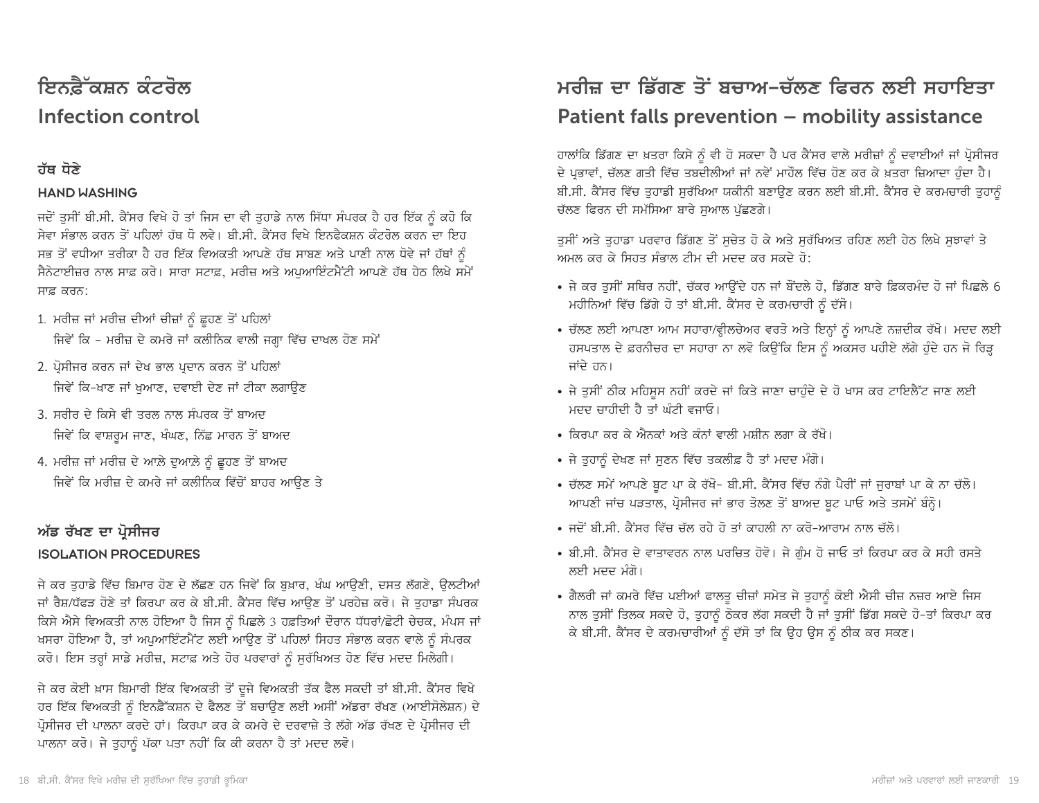# ਇਨਫ਼ੈੱਕਸ਼ਨ ਕੰਟਰੋਲ
# Infection control

### ਹੱਥ ਧੋਣੇ

#### HAND WASHING

ਜਦੋਂ ਤੁਸੀਂ ਬੀ.ਸੀ. ਕੈਂਸਰ ਵਿਖੇ ਹੋ ਤਾਂ ਜਿਸ ਦਾ ਵੀ ਤੁਹਾਡੇ ਨਾਲ ਸਿੱਧਾ ਸੰਪਰਕ ਹੈ ਹਰ ਇੱਕ ਨੂੰ ਕਹੋ ਕਿ ਸੇਵਾ ਸੰਭਾਲ ਕਰਨ ਤੋਂ ਪਹਿਲਾਂ ਹੱਥ ਧੋ ਲਵੇ। ਬੀ.ਸੀ. ਕੈਂਸਰ ਵਿਖੇ ਇਨਫੈਕਸ਼ਨ ਕੰਟਰੋਲ ਕਰਨ ਦਾ ਇਹ ਸਭ ਤੋਂ ਵਧੀਆ ਤਰੀਕਾ ਹੈ ਹਰ ਇੱਕ ਵਿਅਕਤੀ ਆਪਣੇ ਹੱਥ ਸਾਬਣ ਅਤੇ ਪਾਣੀ ਨਾਲ ਧੋਵੇ ਜਾਂ ਹੱਥਾਂ ਨੂੰ ਸੈਨੇਟਾਈਜ਼ਰ ਨਾਲ ਸਾਫ਼ ਕਰੇ। ਸਾਰਾ ਸਟਾਫ਼, ਮਰੀਜ਼ ਅਤੇ ਅਪੁਆਇੰਟਮੈਂਟੀ ਆਪਣੇ ਹੱਥ ਹੇਠ ਲਿਖੇ ਸਮੇਂ ਸਾਫ਼ ਕਰਨ:

1. ਮਰੀਜ਼ ਜਾਂ ਮਰੀਜ਼ ਦੀਆਂ ਚੀਜ਼ਾਂ ਨੂੰ ਛੂਹਣ ਤੋਂ ਪਹਿਲਾਂ
   ਜਿਵੇਂ ਕਿ - ਮਰੀਜ਼ ਦੇ ਕਮਰੇ ਜਾਂ ਕਲੀਨਿਕ ਵਾਲੀ ਜਗ੍ਹਾ ਵਿੱਚ ਦਾਖਲ ਹੋਣ ਸਮੇਂ
2. ਪ੍ਰੋਸੀਜਰ ਕਰਨ ਜਾਂ ਦੇਖ ਭਾਲ ਪ੍ਰਦਾਨ ਕਰਨ ਤੋਂ ਪਹਿਲਾਂ
   ਜਿਵੇਂ ਕਿ-ਖਾਣ ਜਾਂ ਖੁਆਣ, ਦਵਾਈ ਦੇਣ ਜਾਂ ਟੀਕਾ ਲਗਾਉਣ
3. ਸਰੀਰ ਦੇ ਕਿਸੇ ਵੀ ਤਰਲ ਨਾਲ ਸੰਪਰਕ ਤੋਂ ਬਾਅਦ
   ਜਿਵੇਂ ਕਿ ਵਾਸ਼ਰੂਮ ਜਾਣ, ਖੰਘਣ, ਨਿੱਛ ਮਾਰਨ ਤੋਂ ਬਾਅਦ
4. ਮਰੀਜ਼ ਜਾਂ ਮਰੀਜ਼ ਦੇ ਆਲੇ ਦੁਆਲੇ ਨੂੰ ਛੂਹਣ ਤੋਂ ਬਾਅਦ
   ਜਿਵੇਂ ਕਿ ਮਰੀਜ਼ ਦੇ ਕਮਰੇ ਜਾਂ ਕਲੀਨਿਕ ਵਿੱਚੋਂ ਬਾਹਰ ਆਉਣ ਤੇ

### ਅੱਡ ਰੱਖਣ ਦਾ ਪ੍ਰੋਸੀਜਰ

#### ISOLATION PROCEDURES

ਜੇ ਕਰ ਤੁਹਾਡੇ ਵਿੱਚ ਬਿਮਾਰ ਹੋਣ ਦੇ ਲੱਛਣ ਹਨ ਜਿਵੇਂ ਕਿ ਬੁਖ਼ਾਰ, ਖੰਘ ਆਉਣੀ, ਦਸਤ ਲੱਗਣੇ, ਉਲਟੀਆਂ ਜਾਂ ਰੈਸ਼/ਧੱਫੜ ਹੋਣੇ ਤਾਂ ਕਿਰਪਾ ਕਰ ਕੇ ਬੀ.ਸੀ. ਕੈਂਸਰ ਵਿੱਚ ਆਉਣ ਤੋਂ ਪਰਹੇਜ਼ ਕਰੋ। ਜੇ ਤੁਹਾਡਾ ਸੰਪਰਕ ਕਿਸੇ ਐਸੇ ਵਿਅਕਤੀ ਨਾਲ ਹੋਇਆ ਹੈ ਜਿਸ ਨੂੰ ਪਿਛਲੇ 3 ਹਫ਼ਤਿਆਂ ਦੌਰਾਨ ਧੱਧਰਾਂ/ਛੋਟੀ ਚੇਚਕ, ਮੰਪਸ ਜਾਂ ਖਸਰਾ ਹੋਇਆ ਹੈ, ਤਾਂ ਅਪੁਆਇੰਟਮੈਂਟ ਲਈ ਆਉਣ ਤੋਂ ਪਹਿਲਾਂ ਸਿਹਤ ਸੰਭਾਲ ਕਰਨ ਵਾਲੇ ਨੂੰ ਸੰਪਰਕ ਕਰੋ। ਇਸ ਤਰ੍ਹਾਂ ਸਾਡੇ ਮਰੀਜ਼, ਸਟਾਫ਼ ਅਤੇ ਹੋਰ ਪਰਵਾਰਾਂ ਨੂੰ ਸੁਰੱਖਿਅਤ ਹੋਣ ਵਿੱਚ ਮਦਦ ਮਿਲੇਗੀ।

ਜੇ ਕਰ ਕੋਈ ਖ਼ਾਸ ਬਿਮਾਰੀ ਇੱਕ ਵਿਅਕਤੀ ਤੋਂ ਦੂਜੇ ਵਿਅਕਤੀ ਤੱਕ ਫੈਲ ਸਕਦੀ ਤਾਂ ਬੀ.ਸੀ. ਕੈਂਸਰ ਵਿਖੇ ਹਰ ਇੱਕ ਵਿਅਕਤੀ ਨੂੰ ਇਨਫ਼ੈੱਕਸ਼ਨ ਦੇ ਫੈਲਣ ਤੋਂ ਬਚਾਉਣ ਲਈ ਅਸੀਂ ਅੱਡਰਾ ਰੱਖਣ (ਆਈਸੋਲੇਸ਼ਨ) ਦੇ ਪ੍ਰੋਸੀਜਰ ਦੀ ਪਾਲਨਾ ਕਰਦੇ ਹਾਂ। ਕਿਰਪਾ ਕਰ ਕੇ ਕਮਰੇ ਦੇ ਦਰਵਾਜ਼ੇ ਤੇ ਲੱਗੇ ਅੱਡ ਰੱਖਣ ਦੇ ਪ੍ਰੋਸੀਜਰ ਦੀ ਪਾਲਨਾ ਕਰੋ। ਜੇ ਤੁਹਾਨੂੰ ਪੱਕਾ ਪਤਾ ਨਹੀਂ ਕਿ ਕੀ ਕਰਨਾ ਹੈ ਤਾਂ ਮਦਦ ਲਵੋ।

# ਮਰੀਜ਼ ਦਾ ਡਿੱਗਣ ਤੋਂ ਬਚਾਅ–ਚੱਲਣ ਫਿਰਨ ਲਈ ਸਹਾਇਤਾ
# Patient falls prevention – mobility assistance

ਹਾਲਾਂਕਿ ਡਿੱਗਣ ਦਾ ਖ਼ਤਰਾ ਕਿਸੇ ਨੂੰ ਵੀ ਹੋ ਸਕਦਾ ਹੈ ਪਰ ਕੈਂਸਰ ਵਾਲੇ ਮਰੀਜ਼ਾਂ ਨੂੰ ਦਵਾਈਆਂ ਜਾਂ ਪ੍ਰੋਸੀਜਰ ਦੇ ਪ੍ਰਭਾਵਾਂ, ਚੱਲਣ ਗਤੀ ਵਿੱਚ ਤਬਦੀਲੀਆਂ ਜਾਂ ਨਵੇਂ ਮਾਹੌਲ ਵਿੱਚ ਹੋਣ ਕਰ ਕੇ ਖ਼ਤਰਾ ਜ਼ਿਆਦਾ ਹੁੰਦਾ ਹੈ। ਬੀ.ਸੀ. ਕੈਂਸਰ ਵਿੱਚ ਤੁਹਾਡੀ ਸੁਰੱਖਿਆ ਯਕੀਨੀ ਬਣਾਉਣ ਕਰਨ ਲਈ ਬੀ.ਸੀ. ਕੈਂਸਰ ਦੇ ਕਰਮਚਾਰੀ ਤੁਹਾਨੂੰ ਚੱਲਣ ਫਿਰਨ ਦੀ ਸਮੱਸਿਆ ਬਾਰੇ ਸੁਆਲ ਪੁੱਛਣਗੇ।

ਤੁਸੀਂ ਅਤੇ ਤੁਹਾਡਾ ਪਰਵਾਰ ਡਿੱਗਣ ਤੋਂ ਸੁਚੇਤ ਹੋ ਕੇ ਅਤੇ ਸੁਰੱਖਿਅਤ ਰਹਿਣ ਲਈ ਹੇਠ ਲਿਖੇ ਸੁਝਾਵਾਂ ਤੇ ਅਮਲ ਕਰ ਕੇ ਸਿਹਤ ਸੰਭਾਲ ਟੀਮ ਦੀ ਮਦਦ ਕਰ ਸਕਦੇ ਹੋ:

- ਜੇ ਕਰ ਤੁਸੀਂ ਸਥਿਰ ਨਹੀਂ, ਚੱਕਰ ਆਉਂਦੇ ਹਨ ਜਾਂ ਬੌਂਦਲੇ ਹੋ, ਡਿੱਗਣ ਬਾਰੇ ਫ਼ਿਕਰਮੰਦ ਹੋ ਜਾਂ ਪਿਛਲੇ 6 ਮਹੀਨਿਆਂ ਵਿੱਚ ਡਿੱਗੇ ਹੋ ਤਾਂ ਬੀ.ਸੀ. ਕੈਂਸਰ ਦੇ ਕਰਮਚਾਰੀ ਨੂੰ ਦੱਸੋ।
- ਚੱਲਣ ਲਈ ਆਪਣਾ ਆਮ ਸਹਾਰਾ/ਵ੍ਹੀਲਚੇਅਰ ਵਰਤੋ ਅਤੇ ਇਨ੍ਹਾਂ ਨੂੰ ਆਪਣੇ ਨਜ਼ਦੀਕ ਰੱਖੋ। ਮਦਦ ਲਈ ਹਸਪਤਾਲ ਦੇ ਫ਼ਰਨੀਚਰ ਦਾ ਸਹਾਰਾ ਨਾ ਲਵੋ ਕਿਉਂਕਿ ਇਸ ਨੂੰ ਅਕਸਰ ਪਹੀਏ ਲੱਗੇ ਹੁੰਦੇ ਹਨ ਜੋ ਰਿੜ੍ਹ ਜਾਂਦੇ ਹਨ।
- ਜੇ ਤੁਸੀਂ ਠੀਕ ਮਹਿਸੂਸ ਨਹੀਂ ਕਰਦੇ ਜਾਂ ਕਿਤੇ ਜਾਣਾ ਚਾਹੁੰਦੇ ਦੇ ਹੋ ਖਾਸ ਕਰ ਟਾਇਲੈੱਟ ਜਾਣ ਲਈ ਮਦਦ ਚਾਹੀਦੀ ਹੈ ਤਾਂ ਘੰਟੀ ਵਜਾਓ।
- ਕਿਰਪਾ ਕਰ ਕੇ ਐਨਕਾਂ ਅਤੇ ਕੰਨਾਂ ਵਾਲੀ ਮਸ਼ੀਨ ਲਗਾ ਕੇ ਰੱਖੋ।
- ਜੇ ਤੁਹਾਨੂੰ ਦੇਖਣ ਜਾਂ ਸੁਣਨ ਵਿੱਚ ਤਕਲੀਫ਼ ਹੈ ਤਾਂ ਮਦਦ ਮੰਗੋ।
- ਚੱਲਣ ਸਮੇਂ ਆਪਣੇ ਬੂਟ ਪਾ ਕੇ ਰੱਖੋ- ਬੀ.ਸੀ. ਕੈਂਸਰ ਵਿੱਚ ਨੰਗੇ ਪੈਰੀਂ ਜਾਂ ਜੁਰਾਬਾਂ ਪਾ ਕੇ ਨਾ ਚੱਲੋ। ਆਪਣੀ ਜਾਂਚ ਪੜਤਾਲ, ਪ੍ਰੋਸੀਜਰ ਜਾਂ ਭਾਰ ਤੋਲਣ ਤੋਂ ਬਾਅਦ ਬੂਟ ਪਾਓ ਅਤੇ ਤਸਮੇਂ ਬੰਨ੍ਹੋ।
- ਜਦੋਂ ਬੀ.ਸੀ. ਕੈਂਸਰ ਵਿੱਚ ਚੱਲ ਰਹੇ ਹੋ ਤਾਂ ਕਾਹਲੀ ਨਾ ਕਰੋ-ਆਰਾਮ ਨਾਲ ਚੱਲੋ।
- ਬੀ.ਸੀ. ਕੈਂਸਰ ਦੇ ਵਾਤਾਵਰਨ ਨਾਲ ਪਰਚਿਤ ਹੋਵੋ। ਜੇ ਗੁੰਮ ਹੋ ਜਾਓ ਤਾਂ ਕਿਰਪਾ ਕਰ ਕੇ ਸਹੀ ਰਸਤੇ ਲਈ ਮਦਦ ਮੰਗੋ।
- ਗੈਲਰੀ ਜਾਂ ਕਮਰੇ ਵਿੱਚ ਪਈਆਂ ਫਾਲਤੂ ਚੀਜ਼ਾਂ ਸਮੇਤ ਜੇ ਤੁਹਾਨੂੰ ਕੋਈ ਐਸੀ ਚੀਜ਼ ਨਜ਼ਰ ਆਏ ਜਿਸ ਨਾਲ ਤੁਸੀਂ ਤਿਲਕ ਸਕਦੇ ਹੋ, ਤੁਹਾਨੂੰ ਠੋਕਰ ਲੱਗ ਸਕਦੀ ਹੈ ਜਾਂ ਤੁਸੀਂ ਡਿੱਗ ਸਕਦੇ ਹੋ-ਤਾਂ ਕਿਰਪਾ ਕਰ ਕੇ ਬੀ.ਸੀ. ਕੈਂਸਰ ਦੇ ਕਰਮਚਾਰੀਆਂ ਨੂੰ ਦੱਸੋ ਤਾਂ ਕਿ ਉਹ ਉਸ ਨੂੰ ਠੀਕ ਕਰ ਸਕਣ।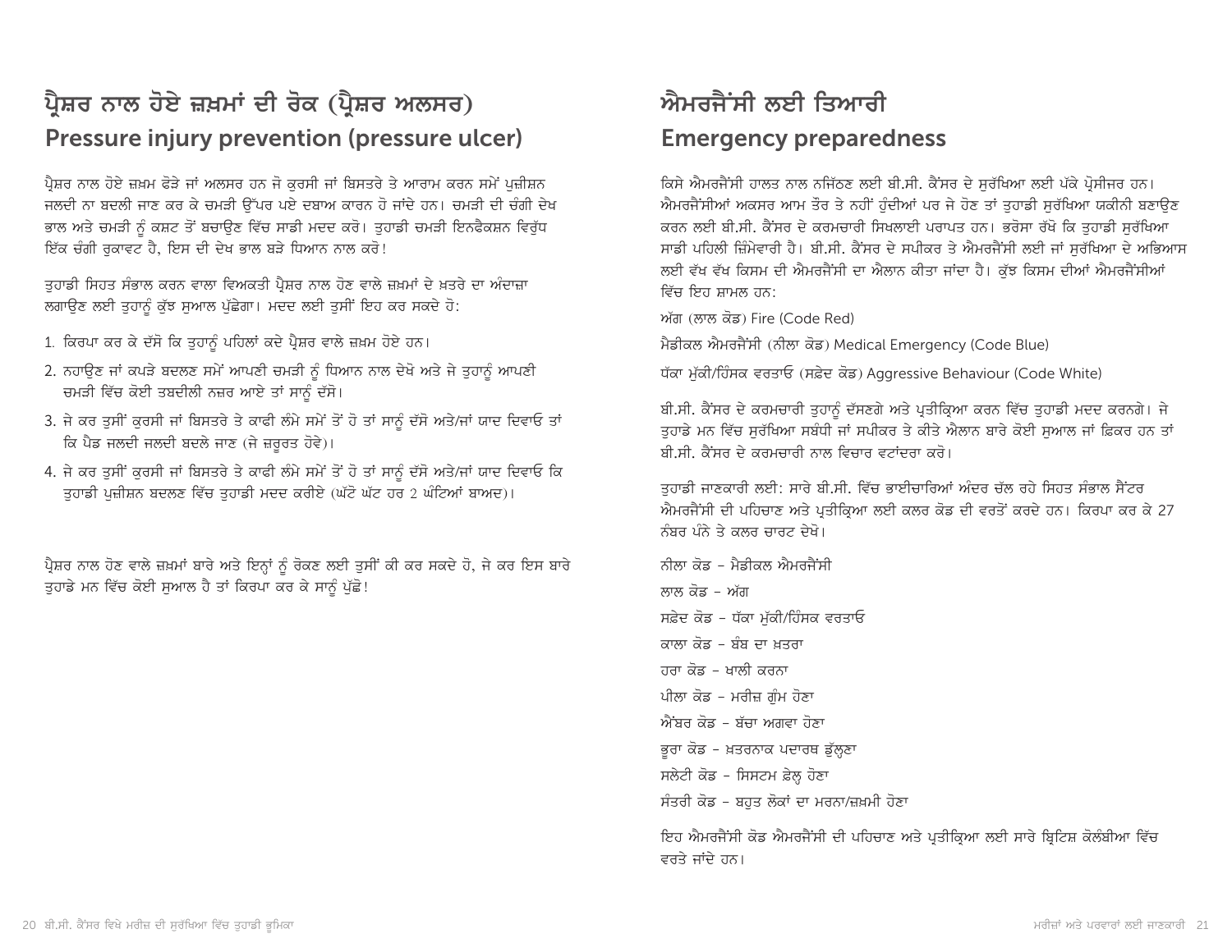# ਪ੍ਰੈਸ਼ਰ ਨਾਲ ਹੋਏ ਜ਼ਖ਼ਮਾਂ ਦੀ ਰੋਕ (ਪ੍ਰੈਸ਼ਰ ਅਲਸਰ)

## Pressure injury prevention (pressure ulcer)

ਪ੍ਰੈਸ਼ਰ ਨਾਲ ਹੋਏ ਜ਼ਖ਼ਮ ਫੋੜੇ ਜਾਂ ਅਲਸਰ ਹਨ ਜੋ ਕੁਰਸੀ ਜਾਂ ਬਿਸਤਰੇ ਤੇ ਆਰਾਮ ਕਰਨ ਸਮੇਂ ਪੁਜ਼ੀਸ਼ਨ ਜਲਦੀ ਨਾ ਬਦਲੀ ਜਾਣ ਕਰ ਕੇ ਚਮੜੀ ਉੱਪਰ ਪਏ ਦਬਾਅ ਕਾਰਨ ਹੋ ਜਾਂਦੇ ਹਨ। ਚਮੜੀ ਦੀ ਚੰਗੀ ਦੇਖ ਭਾਲ ਅਤੇ ਚਮੜੀ ਨੂੰ ਕਸ਼ਟ ਤੋਂ ਬਚਾਉਣ ਵਿੱਚ ਸਾਡੀ ਮਦਦ ਕਰੋ। ਤੁਹਾਡੀ ਚਮੜੀ ਇਨਫੈਕਸ਼ਨ ਵਿਰੁੱਧ ਇੱਕ ਚੰਗੀ ਰੁਕਾਵਟ ਹੈ, ਇਸ ਦੀ ਦੇਖ ਭਾਲ ਬੜੇ ਧਿਆਨ ਨਾਲ ਕਰੋ!

ਤੁਹਾਡੀ ਸਿਹਤ ਸੰਭਾਲ ਕਰਨ ਵਾਲਾ ਵਿਅਕਤੀ ਪ੍ਰੈਸ਼ਰ ਨਾਲ ਹੋਣ ਵਾਲੇ ਜ਼ਖ਼ਮਾਂ ਦੇ ਖ਼ਤਰੇ ਦਾ ਅੰਦਾਜ਼ਾ ਲਗਾਉਣ ਲਈ ਤੁਹਾਨੂੰ ਕੁੱਝ ਸੁਆਲ ਪੁੱਛੇਗਾ। ਮਦਦ ਲਈ ਤੁਸੀਂ ਇਹ ਕਰ ਸਕਦੇ ਹੋ:

1. ਕਿਰਪਾ ਕਰ ਕੇ ਦੱਸੋ ਕਿ ਤੁਹਾਨੂੰ ਪਹਿਲਾਂ ਕਦੇ ਪ੍ਰੈਸ਼ਰ ਵਾਲੇ ਜ਼ਖ਼ਮ ਹੋਏ ਹਨ।
2. ਨਹਾਉਣ ਜਾਂ ਕਪੜੇ ਬਦਲਣ ਸਮੇਂ ਆਪਣੀ ਚਮੜੀ ਨੂੰ ਧਿਆਨ ਨਾਲ ਦੇਖੋ ਅਤੇ ਜੇ ਤੁਹਾਨੂੰ ਆਪਣੀ ਚਮੜੀ ਵਿੱਚ ਕੋਈ ਤਬਦੀਲੀ ਨਜ਼ਰ ਆਏ ਤਾਂ ਸਾਨੂੰ ਦੱਸੋ।
3. ਜੇ ਕਰ ਤੁਸੀਂ ਕੁਰਸੀ ਜਾਂ ਬਿਸਤਰੇ ਤੇ ਕਾਫੀ ਲੰਮੇ ਸਮੇਂ ਤੋਂ ਹੋ ਤਾਂ ਸਾਨੂੰ ਦੱਸੋ ਅਤੇ/ਜਾਂ ਯਾਦ ਦਿਵਾਓ ਤਾਂ ਕਿ ਪੈਡ ਜਲਦੀ ਜਲਦੀ ਬਦਲੇ ਜਾਣ (ਜੇ ਜ਼ਰੂਰਤ ਹੋਵੇ)।
4. ਜੇ ਕਰ ਤੁਸੀਂ ਕੁਰਸੀ ਜਾਂ ਬਿਸਤਰੇ ਤੇ ਕਾਫੀ ਲੰਮੇ ਸਮੇਂ ਤੋਂ ਹੋ ਤਾਂ ਸਾਨੂੰ ਦੱਸੋ ਅਤੇ/ਜਾਂ ਯਾਦ ਦਿਵਾਓ ਕਿ ਤੁਹਾਡੀ ਪੁਜ਼ੀਸ਼ਨ ਬਦਲਣ ਵਿੱਚ ਤੁਹਾਡੀ ਮਦਦ ਕਰੀਏ (ਘੱਟੋ ਘੱਟ ਹਰ 2 ਘੰਟਿਆਂ ਬਾਅਦ)।

ਪ੍ਰੈਸ਼ਰ ਨਾਲ ਹੋਣ ਵਾਲੇ ਜ਼ਖ਼ਮਾਂ ਬਾਰੇ ਅਤੇ ਇਨ੍ਹਾਂ ਨੂੰ ਰੋਕਣ ਲਈ ਤੁਸੀਂ ਕੀ ਕਰ ਸਕਦੇ ਹੋ, ਜੇ ਕਰ ਇਸ ਬਾਰੇ ਤੁਹਾਡੇ ਮਨ ਵਿੱਚ ਕੋਈ ਸੁਆਲ ਹੈ ਤਾਂ ਕਿਰਪਾ ਕਰ ਕੇ ਸਾਨੂੰ ਪੁੱਛੋ!

# ਐਮਰਜੈਂਸੀ ਲਈ ਤਿਆਰੀ

## Emergency preparedness

ਕਿਸੇ ਐਮਰਜੈਂਸੀ ਹਾਲਤ ਨਾਲ ਨਜਿੱਠਣ ਲਈ ਬੀ.ਸੀ. ਕੈਂਸਰ ਦੇ ਸੁਰੱਖਿਆ ਲਈ ਪੱਕੇ ਪ੍ਰੋਸੀਜਰ ਹਨ। ਐਮਰਜੈਂਸੀਆਂ ਅਕਸਰ ਆਮ ਤੌਰ ਤੇ ਨਹੀਂ ਹੁੰਦੀਆਂ ਪਰ ਜੇ ਹੋਣ ਤਾਂ ਤੁਹਾਡੀ ਸੁਰੱਖਿਆ ਯਕੀਨੀ ਬਣਾਉਣ ਕਰਨ ਲਈ ਬੀ.ਸੀ. ਕੈਂਸਰ ਦੇ ਕਰਮਚਾਰੀ ਸਿਖਲਾਈ ਪਰਾਪਤ ਹਨ। ਭਰੋਸਾ ਰੱਖੋ ਕਿ ਤੁਹਾਡੀ ਸੁਰੱਖਿਆ ਸਾਡੀ ਪਹਿਲੀ ਜ਼ਿੰਮੇਵਾਰੀ ਹੈ। ਬੀ.ਸੀ. ਕੈਂਸਰ ਦੇ ਸਪੀਕਰ ਤੇ ਐਮਰਜੈਂਸੀ ਲਈ ਜਾਂ ਸੁਰੱਖਿਆ ਦੇ ਅਭਿਆਸ ਲਈ ਵੱਖ ਵੱਖ ਕਿਸਮ ਦੀ ਐਮਰਜੈਂਸੀ ਦਾ ਐਲਾਨ ਕੀਤਾ ਜਾਂਦਾ ਹੈ। ਕੁੱਝ ਕਿਸਮ ਦੀਆਂ ਐਮਰਜੈਂਸੀਆਂ ਵਿੱਚ ਇਹ ਸ਼ਾਮਲ ਹਨ:

ਅੱਗ (ਲਾਲ ਕੋਡ) Fire (Code Red)

ਮੈਡੀਕਲ ਐਮਰਜੈਂਸੀ (ਨੀਲਾ ਕੋਡ) Medical Emergency (Code Blue)

ਧੱਕਾ ਮੁੱਕੀ/ਹਿੰਸਕ ਵਰਤਾਓ (ਸਫ਼ੇਦ ਕੋਡ) Aggressive Behaviour (Code White)

ਬੀ.ਸੀ. ਕੈਂਸਰ ਦੇ ਕਰਮਚਾਰੀ ਤੁਹਾਨੂੰ ਦੱਸਣਗੇ ਅਤੇ ਪ੍ਰਤੀਕ੍ਰਿਆ ਕਰਨ ਵਿੱਚ ਤੁਹਾਡੀ ਮਦਦ ਕਰਨਗੇ। ਜੇ ਤੁਹਾਡੇ ਮਨ ਵਿੱਚ ਸੁਰੱਖਿਆ ਸਬੰਧੀ ਜਾਂ ਸਪੀਕਰ ਤੇ ਕੀਤੇ ਐਲਾਨ ਬਾਰੇ ਕੋਈ ਸੁਆਲ ਜਾਂ ਫ਼ਿਕਰ ਹਨ ਤਾਂ ਬੀ.ਸੀ. ਕੈਂਸਰ ਦੇ ਕਰਮਚਾਰੀ ਨਾਲ ਵਿਚਾਰ ਵਟਾਂਦਰਾ ਕਰੋ।

ਤੁਹਾਡੀ ਜਾਣਕਾਰੀ ਲਈ: ਸਾਰੇ ਬੀ.ਸੀ. ਵਿੱਚ ਭਾਈਚਾਰਿਆਂ ਅੰਦਰ ਚੱਲ ਰਹੇ ਸਿਹਤ ਸੰਭਾਲ ਸੈਂਟਰ ਐਮਰਜੈਂਸੀ ਦੀ ਪਹਿਚਾਣ ਅਤੇ ਪ੍ਰਤੀਕ੍ਰਿਆ ਲਈ ਕਲਰ ਕੋਡ ਦੀ ਵਰਤੋਂ ਕਰਦੇ ਹਨ। ਕਿਰਪਾ ਕਰ ਕੇ 27 ਨੰਬਰ ਪੰਨੇ ਤੇ ਕਲਰ ਚਾਰਟ ਦੇਖੋ।

ਨੀਲਾ ਕੋਡ – ਮੈਡੀਕਲ ਐਮਰਜੈਂਸੀ

ਲਾਲ ਕੋਡ – ਅੱਗ

ਸਫ਼ੇਦ ਕੋਡ – ਧੱਕਾ ਮੁੱਕੀ/ਹਿੰਸਕ ਵਰਤਾਓ

ਕਾਲਾ ਕੋਡ – ਬੰਬ ਦਾ ਖ਼ਤਰਾ

ਹਰਾ ਕੋਡ – ਖਾਲੀ ਕਰਨਾ

ਪੀਲਾ ਕੋਡ – ਮਰੀਜ਼ ਗੁੰਮ ਹੋਣਾ

ਐਂਬਰ ਕੋਡ – ਬੱਚਾ ਅਗਵਾ ਹੋਣਾ

ਭੂਰਾ ਕੋਡ – ਖ਼ਤਰਨਾਕ ਪਦਾਰਥ ਡੁੱਲ੍ਹਣਾ

ਸਲੇਟੀ ਕੋਡ – ਸਿਸਟਮ ਫ਼ੇਲ੍ਹ ਹੋਣਾ

ਸੰਤਰੀ ਕੋਡ – ਬਹੁਤ ਲੋਕਾਂ ਦਾ ਮਰਨਾ/ਜ਼ਖ਼ਮੀ ਹੋਣਾ

ਇਹ ਐਮਰਜੈਂਸੀ ਕੋਡ ਐਮਰਜੈਂਸੀ ਦੀ ਪਹਿਚਾਣ ਅਤੇ ਪ੍ਰਤੀਕ੍ਰਿਆ ਲਈ ਸਾਰੇ ਬ੍ਰਿਟਿਸ਼ ਕੋਲੰਬੀਆ ਵਿੱਚ ਵਰਤੇ ਜਾਂਦੇ ਹਨ।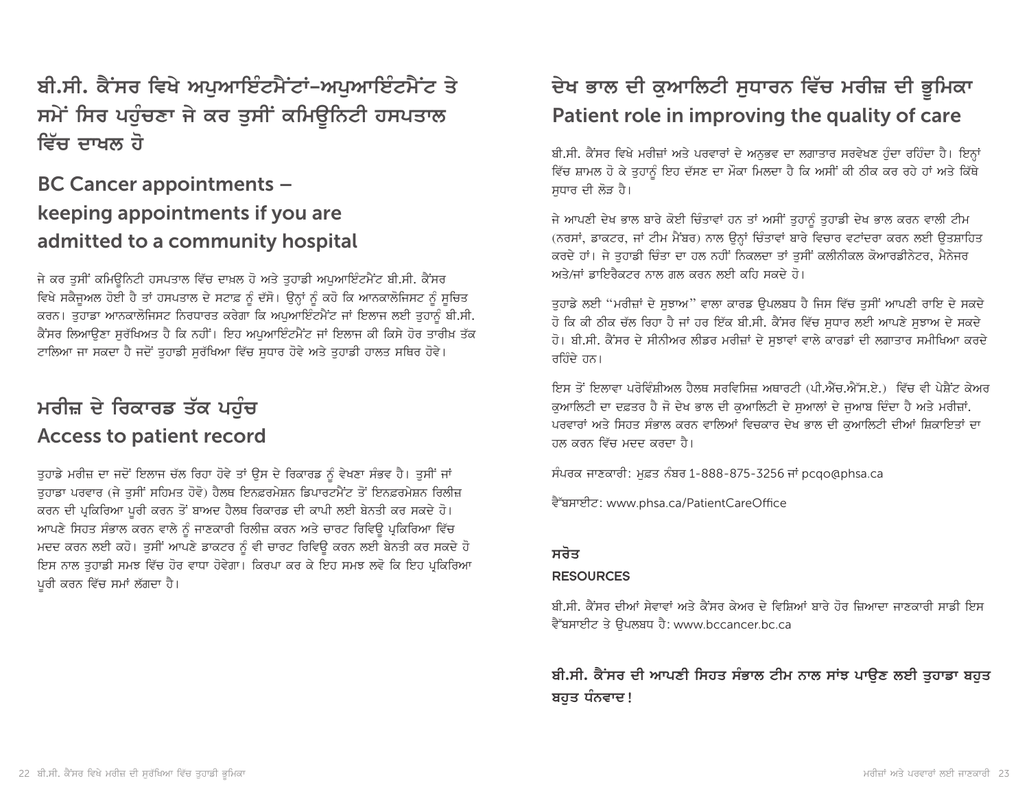## ਬੀ.ਸੀ. ਕੈਂਸਰ ਵਿਖੇ ਅਪੁਆਇੰਟਮੈਂਟਾਂ–ਅਪੁਆਇੰਟਮੈਂਟ ਤੇ ਸਮੇਂ ਸਿਰ ਪਹੁੰਚਣਾ ਜੇ ਕਰ ਤੁਸੀਂ ਕਮਿਊਨਿਟੀ ਹਸਪਤਾਲ ਵਿੱਚ ਦਾਖਲ ਹੋ

## BC Cancer appointments – keeping appointments if you are admitted to a community hospital

ਜੇ ਕਰ ਤੁਸੀਂ ਕਮਿਊਨਿਟੀ ਹਸਪਤਾਲ ਵਿੱਚ ਦਾਖ਼ਲ ਹੋ ਅਤੇ ਤੁਹਾਡੀ ਅਪੁਆਇੰਟਮੈਂਟ ਬੀ.ਸੀ. ਕੈਂਸਰ ਵਿਖੇ ਸਕੈਜੂਅਲ ਹੋਈ ਹੈ ਤਾਂ ਹਸਪਤਾਲ ਦੇ ਸਟਾਫ਼ ਨੂੰ ਦੱਸੋ। ਉਨ੍ਹਾਂ ਨੂੰ ਕਹੋ ਕਿ ਆਨਕਾਲੋਜਿਸਟ ਨੂੰ ਸੂਚਿਤ ਕਰਨ। ਤੁਹਾਡਾ ਆਨਕਾਲੋਜਿਸਟ ਨਿਰਧਾਰਤ ਕਰੇਗਾ ਕਿ ਅਪੁਆਇੰਟਮੈਂਟ ਜਾਂ ਇਲਾਜ ਲਈ ਤੁਹਾਨੂੰ ਬੀ.ਸੀ. ਕੈਂਸਰ ਲਿਆਉਣਾ ਸੁਰੱਖਿਅਤ ਹੈ ਕਿ ਨਹੀਂ। ਇਹ ਅਪੁਆਇੰਟਮੈਂਟ ਜਾਂ ਇਲਾਜ ਕੀ ਕਿਸੇ ਹੋਰ ਤਾਰੀਖ਼ ਤੱਕ ਟਾਲਿਆ ਜਾ ਸਕਦਾ ਹੈ ਜਦੋਂ ਤੁਹਾਡੀ ਸੁਰੱਖਿਆ ਵਿੱਚ ਸੁਧਾਰ ਹੋਵੇ ਅਤੇ ਤੁਹਾਡੀ ਹਾਲਤ ਸਥਿਰ ਹੋਵੇ।

## ਮਰੀਜ਼ ਦੇ ਰਿਕਾਰਡ ਤੱਕ ਪਹੁੰਚ

## Access to patient record

ਤੁਹਾਡੇ ਮਰੀਜ਼ ਦਾ ਜਦੋਂ ਇਲਾਜ ਚੱਲ ਰਿਹਾ ਹੋਵੇ ਤਾਂ ਉਸ ਦੇ ਰਿਕਾਰਡ ਨੂੰ ਵੇਖਣਾ ਸੰਭਵ ਹੈ। ਤੁਸੀਂ ਜਾਂ ਤੁਹਾਡਾ ਪਰਵਾਰ (ਜੇ ਤੁਸੀਂ ਸਹਿਮਤ ਹੋਵੋ) ਹੈਲਥ ਇਨਫ਼ਰਮੇਸ਼ਨ ਡਿਪਾਰਟਮੈਂਟ ਤੋਂ ਇਨਫ਼ਰਮੇਸ਼ਨ ਰਿਲੀਜ਼ ਕਰਨ ਦੀ ਪ੍ਰਕਿਰਿਆ ਪੂਰੀ ਕਰਨ ਤੋਂ ਬਾਅਦ ਹੈਲਥ ਰਿਕਾਰਡ ਦੀ ਕਾਪੀ ਲਈ ਬੇਨਤੀ ਕਰ ਸਕਦੇ ਹੋ। ਆਪਣੇ ਸਿਹਤ ਸੰਭਾਲ ਕਰਨ ਵਾਲੇ ਨੂੰ ਜਾਣਕਾਰੀ ਰਿਲੀਜ਼ ਕਰਨ ਅਤੇ ਚਾਰਟ ਰਿਵਿਊ ਪ੍ਰਕਿਰਿਆ ਵਿੱਚ ਮਦਦ ਕਰਨ ਲਈ ਕਹੋ। ਤੁਸੀਂ ਆਪਣੇ ਡਾਕਟਰ ਨੂੰ ਵੀ ਚਾਰਟ ਰਿਵਿਊ ਕਰਨ ਲਈ ਬੇਨਤੀ ਕਰ ਸਕਦੇ ਹੋ ਇਸ ਨਾਲ ਤੁਹਾਡੀ ਸਮਝ ਵਿੱਚ ਹੋਰ ਵਾਧਾ ਹੋਵੇਗਾ। ਕਿਰਪਾ ਕਰ ਕੇ ਇਹ ਸਮਝ ਲਵੋ ਕਿ ਇਹ ਪ੍ਰਕਿਰਿਆ ਪੂਰੀ ਕਰਨ ਵਿੱਚ ਸਮਾਂ ਲੱਗਦਾ ਹੈ।

## ਦੇਖ ਭਾਲ ਦੀ ਕੁਆਲਿਟੀ ਸੁਧਾਰਨ ਵਿੱਚ ਮਰੀਜ਼ ਦੀ ਭੂਮਿਕਾ

## Patient role in improving the quality of care

ਬੀ.ਸੀ. ਕੈਂਸਰ ਵਿਖੇ ਮਰੀਜ਼ਾਂ ਅਤੇ ਪਰਵਾਰਾਂ ਦੇ ਅਨੁਭਵ ਦਾ ਲਗਾਤਾਰ ਸਰਵੇਖਣ ਹੁੰਦਾ ਰਹਿੰਦਾ ਹੈ। ਇਨ੍ਹਾਂ ਵਿੱਚ ਸ਼ਾਮਲ ਹੋ ਕੇ ਤੁਹਾਨੂੰ ਇਹ ਦੱਸਣ ਦਾ ਮੌਕਾ ਮਿਲਦਾ ਹੈ ਕਿ ਅਸੀਂ ਕੀ ਠੀਕ ਕਰ ਰਹੇ ਹਾਂ ਅਤੇ ਕਿੱਥੇ ਸੁਧਾਰ ਦੀ ਲੋੜ ਹੈ।

ਜੇ ਆਪਣੀ ਦੇਖ ਭਾਲ ਬਾਰੇ ਕੋਈ ਚਿੰਤਾਵਾਂ ਹਨ ਤਾਂ ਅਸੀਂ ਤੁਹਾਨੂੰ ਤੁਹਾਡੀ ਦੇਖ ਭਾਲ ਕਰਨ ਵਾਲੀ ਟੀਮ (ਨਰਸਾਂ, ਡਾਕਟਰ, ਜਾਂ ਟੀਮ ਮੈਂਬਰ) ਨਾਲ ਉਨ੍ਹਾਂ ਚਿੰਤਾਵਾਂ ਬਾਰੇ ਵਿਚਾਰ ਵਟਾਂਦਰਾ ਕਰਨ ਲਈ ਉਤਸ਼ਾਹਿਤ ਕਰਦੇ ਹਾਂ। ਜੇ ਤੁਹਾਡੀ ਚਿੰਤਾ ਦਾ ਹਲ ਨਹੀਂ ਨਿਕਲਦਾ ਤਾਂ ਤੁਸੀਂ ਕਲੀਨੀਕਲ ਕੋਆਰਡੀਨੇਟਰ, ਮੈਨੇਜਰ ਅਤੇ/ਜਾਂ ਡਾਇਰੈਕਟਰ ਨਾਲ ਗਲ ਕਰਨ ਲਈ ਕਹਿ ਸਕਦੇ ਹੋ।

ਤੁਹਾਡੇ ਲਈ "ਮਰੀਜ਼ਾਂ ਦੇ ਸੁਝਾਅ" ਵਾਲਾ ਕਾਰਡ ਉਪਲਬਧ ਹੈ ਜਿਸ ਵਿੱਚ ਤੁਸੀਂ ਆਪਣੀ ਰਾਇ ਦੇ ਸਕਦੇ ਹੋ ਕਿ ਕੀ ਠੀਕ ਚੱਲ ਰਿਹਾ ਹੈ ਜਾਂ ਹਰ ਇੱਕ ਬੀ.ਸੀ. ਕੈਂਸਰ ਵਿੱਚ ਸੁਧਾਰ ਲਈ ਆਪਣੇ ਸੁਝਾਅ ਦੇ ਸਕਦੇ ਹੋ। ਬੀ.ਸੀ. ਕੈਂਸਰ ਦੇ ਸੀਨੀਅਰ ਲੀਡਰ ਮਰੀਜ਼ਾਂ ਦੇ ਸੁਝਾਵਾਂ ਵਾਲੇ ਕਾਰਡਾਂ ਦੀ ਲਗਾਤਾਰ ਸਮੀਖਿਆ ਕਰਦੇ ਰਹਿੰਦੇ ਹਨ।

ਇਸ ਤੋਂ ਇਲਾਵਾ ਪਰੋਵਿੰਸ਼ੀਅਲ ਹੈਲਥ ਸਰਵਿਸਿਜ਼ ਅਥਾਰਟੀ (ਪੀ.ਐੱਚ.ਐੱਸ.ਏ.) ਵਿੱਚ ਵੀ ਪੇਸ਼ੈਂਟ ਕੇਅਰ ਕੁਆਲਿਟੀ ਦਾ ਦਫ਼ਤਰ ਹੈ ਜੋ ਦੇਖ ਭਾਲ ਦੀ ਕੁਆਲਿਟੀ ਦੇ ਸੁਆਲਾਂ ਦੇ ਜੁਆਬ ਦਿੰਦਾ ਹੈ ਅਤੇ ਮਰੀਜ਼ਾਂ, ਪਰਵਾਰਾਂ ਅਤੇ ਸਿਹਤ ਸੰਭਾਲ ਕਰਨ ਵਾਲਿਆਂ ਵਿਚਕਾਰ ਦੇਖ ਭਾਲ ਦੀ ਕੁਆਲਿਟੀ ਦੀਆਂ ਸ਼ਿਕਾਇਤਾਂ ਦਾ ਹਲ ਕਰਨ ਵਿੱਚ ਮਦਦ ਕਰਦਾ ਹੈ।

ਸੰਪਰਕ ਜਾਣਕਾਰੀ: ਮੁਫ਼ਤ ਨੰਬਰ 1-888-875-3256 ਜਾਂ pcqo@phsa.ca

ਵੈੱਬਸਾਈਟ: www.phsa.ca/PatientCareOffice

### ਸਰੋਤ

### RESOURCES

ਬੀ.ਸੀ. ਕੈਂਸਰ ਦੀਆਂ ਸੇਵਾਵਾਂ ਅਤੇ ਕੈਂਸਰ ਕੇਅਰ ਦੇ ਵਿਸ਼ਿਆਂ ਬਾਰੇ ਹੋਰ ਜ਼ਿਆਦਾ ਜਾਣਕਾਰੀ ਸਾਡੀ ਇਸ ਵੈੱਬਸਾਈਟ ਤੇ ਉਪਲਬਧ ਹੈ: www.bccancer.bc.ca

**ਬੀ.ਸੀ. ਕੈਂਸਰ ਦੀ ਆਪਣੀ ਸਿਹਤ ਸੰਭਾਲ ਟੀਮ ਨਾਲ ਸਾਂਝ ਪਾਉਣ ਲਈ ਤੁਹਾਡਾ ਬਹੁਤ ਬਹੁਤ ਧੰਨਵਾਦ!**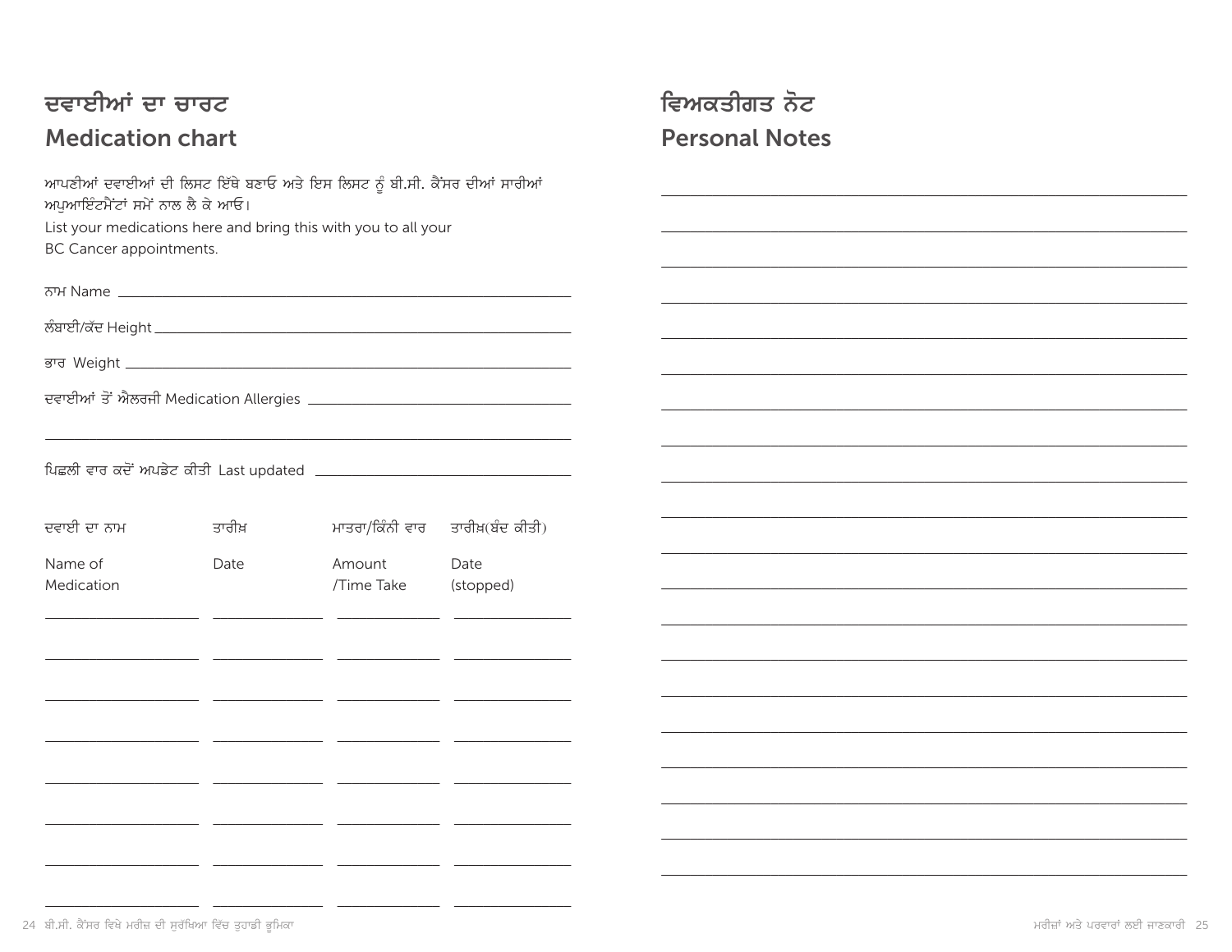# ਦਵਾਈਆਂ ਦਾ ਚਾਰਟ
# Medication chart

ਆਪਣੀਆਂ ਦਵਾਈਆਂ ਦੀ ਲਿਸਟ ਇੱਥੇ ਬਣਾਓ ਅਤੇ ਇਸ ਲਿਸਟ ਨੂੰ ਬੀ.ਸੀ. ਕੈਂਸਰ ਦੀਆਂ ਸਾਰੀਆਂ ਅਪੁਆਇੰਟਮੈਂਟਾਂ ਸਮੇਂ ਨਾਲ ਲੈ ਕੇ ਆਓ।
List your medications here and bring this with you to all your BC Cancer appointments.

ਨਾਮ Name ______________________________

ਲੰਬਾਈ/ਕੱਦ Height ______________________________

ਭਾਰ Weight ______________________________

ਦਵਾਈਆਂ ਤੋਂ ਐਲਰਜੀ Medication Allergies ______________________________

______________________________

ਪਿਛਲੀ ਵਾਰ ਕਦੋਂ ਅਪਡੇਟ ਕੀਤੀ Last updated ______________________________

| ਦਵਾਈ ਦਾ ਨਾਮ<br>Name of Medication | ਤਾਰੀਖ਼<br>Date | ਮਾਤਰਾ/ਕਿੰਨੀ ਵਾਰ<br>Amount /Time Take | ਤਾਰੀਖ਼(ਬੰਦ ਕੀਤੀ)<br>Date (stopped) |
|---|---|---|---|
| | | | |
| | | | |
| | | | |
| | | | |
| | | | |
| | | | |
| | | | |
| | | | |

# ਵਿਅਕਤੀਗਤ ਨੋਟ
# Personal Notes

______________________________

______________________________

______________________________

______________________________

______________________________

______________________________

______________________________

______________________________

______________________________

______________________________

______________________________

______________________________

______________________________

______________________________

______________________________

______________________________

______________________________

______________________________

______________________________

______________________________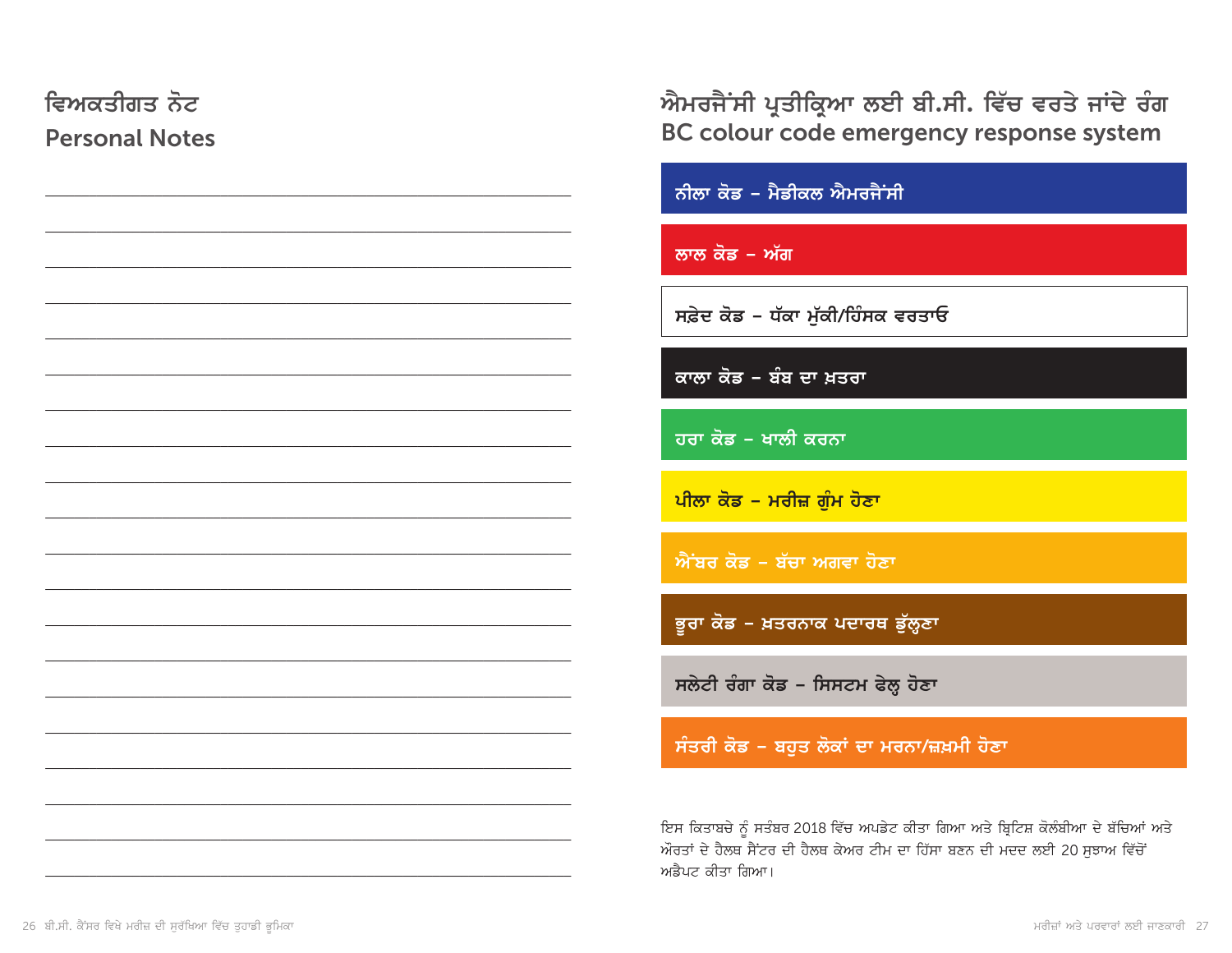## ਵਿਅਕਤੀਗਤ ਨੋਟ
## Personal Notes

______________________________________________

______________________________________________

______________________________________________

______________________________________________

______________________________________________

______________________________________________

______________________________________________

______________________________________________

______________________________________________

______________________________________________

______________________________________________

______________________________________________

______________________________________________

______________________________________________

______________________________________________

______________________________________________

______________________________________________

______________________________________________

______________________________________________

## ਐਮਰਜੈਂਸੀ ਪ੍ਰਤੀਕ੍ਰਿਆ ਲਈ ਬੀ.ਸੀ. ਵਿੱਚ ਵਰਤੇ ਜਾਂਦੇ ਰੰਗ
## BC colour code emergency response system

- ਨੀਲਾ ਕੋਡ – ਮੈਡੀਕਲ ਐਮਰਜੈਂਸੀ
- ਲਾਲ ਕੋਡ – ਅੱਗ
- ਸਫ਼ੇਦ ਕੋਡ – ਧੱਕਾ ਮੁੱਕੀ/ਹਿੰਸਕ ਵਰਤਾਓ
- ਕਾਲਾ ਕੋਡ – ਬੰਬ ਦਾ ਖ਼ਤਰਾ
- ਹਰਾ ਕੋਡ – ਖਾਲੀ ਕਰਨਾ
- ਪੀਲਾ ਕੋਡ – ਮਰੀਜ਼ ਗੁੰਮ ਹੋਣਾ
- ਐਂਬਰ ਕੋਡ – ਬੱਚਾ ਅਗਵਾ ਹੋਣਾ
- ਭੂਰਾ ਕੋਡ – ਖ਼ਤਰਨਾਕ ਪਦਾਰਥ ਡੁੱਲ੍ਹਣਾ
- ਸਲੇਟੀ ਰੰਗਾ ਕੋਡ – ਸਿਸਟਮ ਫੇਲ੍ਹ ਹੋਣਾ
- ਸੰਤਰੀ ਕੋਡ – ਬਹੁਤ ਲੋਕਾਂ ਦਾ ਮਰਨਾ/ਜ਼ਖ਼ਮੀ ਹੋਣਾ

ਇਸ ਕਿਤਾਬਚੇ ਨੂੰ ਸਤੰਬਰ 2018 ਵਿੱਚ ਅਪਡੇਟ ਕੀਤਾ ਗਿਆ ਅਤੇ ਬ੍ਰਿਟਿਸ਼ ਕੋਲੰਬੀਆ ਦੇ ਬੱਚਿਆਂ ਅਤੇ ਔਰਤਾਂ ਦੇ ਹੈਲਥ ਸੈਂਟਰ ਦੀ ਹੈਲਥ ਕੇਅਰ ਟੀਮ ਦਾ ਹਿੱਸਾ ਬਣਨ ਦੀ ਮਦਦ ਲਈ 20 ਸੁਝਾਅ ਵਿੱਚੋਂ ਅਡੈਪਟ ਕੀਤਾ ਗਿਆ।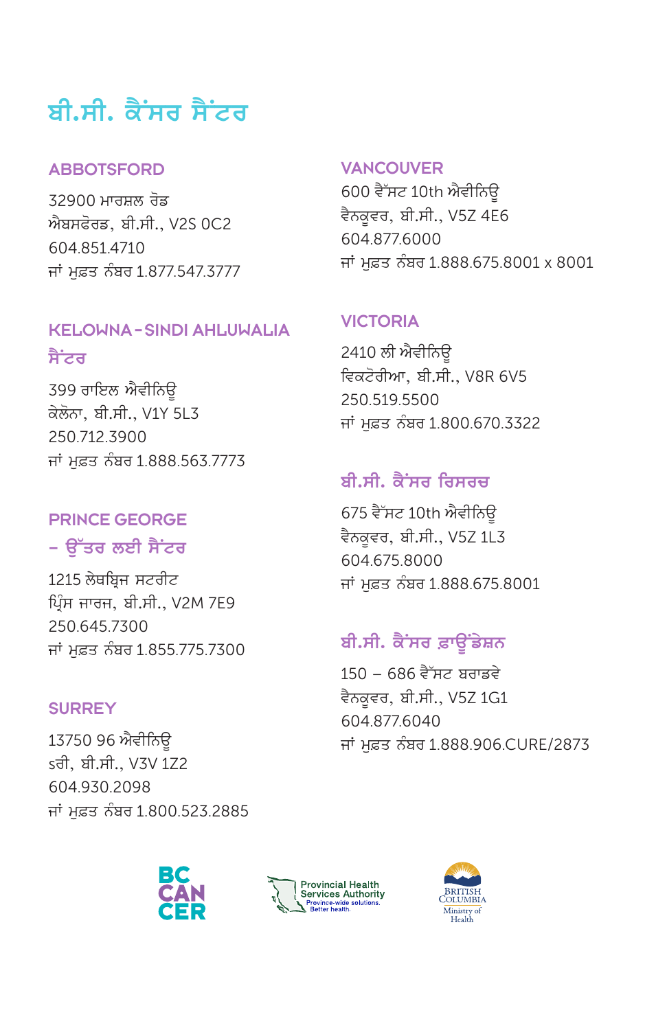# ਬੀ.ਸੀ. ਕੈਂਸਰ ਸੈਂਟਰ

## ABBOTSFORD

32900 ਮਾਰਸ਼ਲ ਰੋਡ
ਐਬਸਫੋਰਡ, ਬੀ.ਸੀ., V2S 0C2
604.851.4710
ਜਾਂ ਮੁਫ਼ਤ ਨੰਬਰ 1.877.547.3777

## KELOWNA - SINDI AHLUWALIA ਸੈਂਟਰ

399 ਰਾਇਲ ਐਵੀਨਿਊ
ਕੇਲੋਨਾ, ਬੀ.ਸੀ., V1Y 5L3
250.712.3900
ਜਾਂ ਮੁਫ਼ਤ ਨੰਬਰ 1.888.563.7773

## PRINCE GEORGE – ਉੱਤਰ ਲਈ ਸੈਂਟਰ

1215 ਲੇਥਬ੍ਰਿਜ ਸਟਰੀਟ
ਪ੍ਰਿੰਸ ਜਾਰਜ, ਬੀ.ਸੀ., V2M 7E9
250.645.7300
ਜਾਂ ਮੁਫ਼ਤ ਨੰਬਰ 1.855.775.7300

## SURREY

13750 96 ਐਵੀਨਿਊ
ਸਰੀ, ਬੀ.ਸੀ., V3V 1Z2
604.930.2098
ਜਾਂ ਮੁਫ਼ਤ ਨੰਬਰ 1.800.523.2885

## VANCOUVER

600 ਵੈੱਸਟ 10th ਐਵੀਨਿਊ
ਵੈਨਕੂਵਰ, ਬੀ.ਸੀ., V5Z 4E6
604.877.6000
ਜਾਂ ਮੁਫ਼ਤ ਨੰਬਰ 1.888.675.8001 x 8001

## VICTORIA

2410 ਲੀ ਐਵੀਨਿਊ
ਵਿਕਟੋਰੀਆ, ਬੀ.ਸੀ., V8R 6V5
250.519.5500
ਜਾਂ ਮੁਫ਼ਤ ਨੰਬਰ 1.800.670.3322

## ਬੀ.ਸੀ. ਕੈਂਸਰ ਰਿਸਰਚ

675 ਵੈੱਸਟ 10th ਐਵੀਨਿਊ
ਵੈਨਕੂਵਰ, ਬੀ.ਸੀ., V5Z 1L3
604.675.8000
ਜਾਂ ਮੁਫ਼ਤ ਨੰਬਰ 1.888.675.8001

## ਬੀ.ਸੀ. ਕੈਂਸਰ ਫ਼ਾਊਂਡੇਸ਼ਨ

150 – 686 ਵੈੱਸਟ ਬਰਾਡਵੇ
ਵੈਨਕੂਵਰ, ਬੀ.ਸੀ., V5Z 1G1
604.877.6040
ਜਾਂ ਮੁਫ਼ਤ ਨੰਬਰ 1.888.906.CURE/2873

BC CANCER

Provincial Health Services Authority
Province-wide solutions.
Better health.

BRITISH COLUMBIA
Ministry of Health